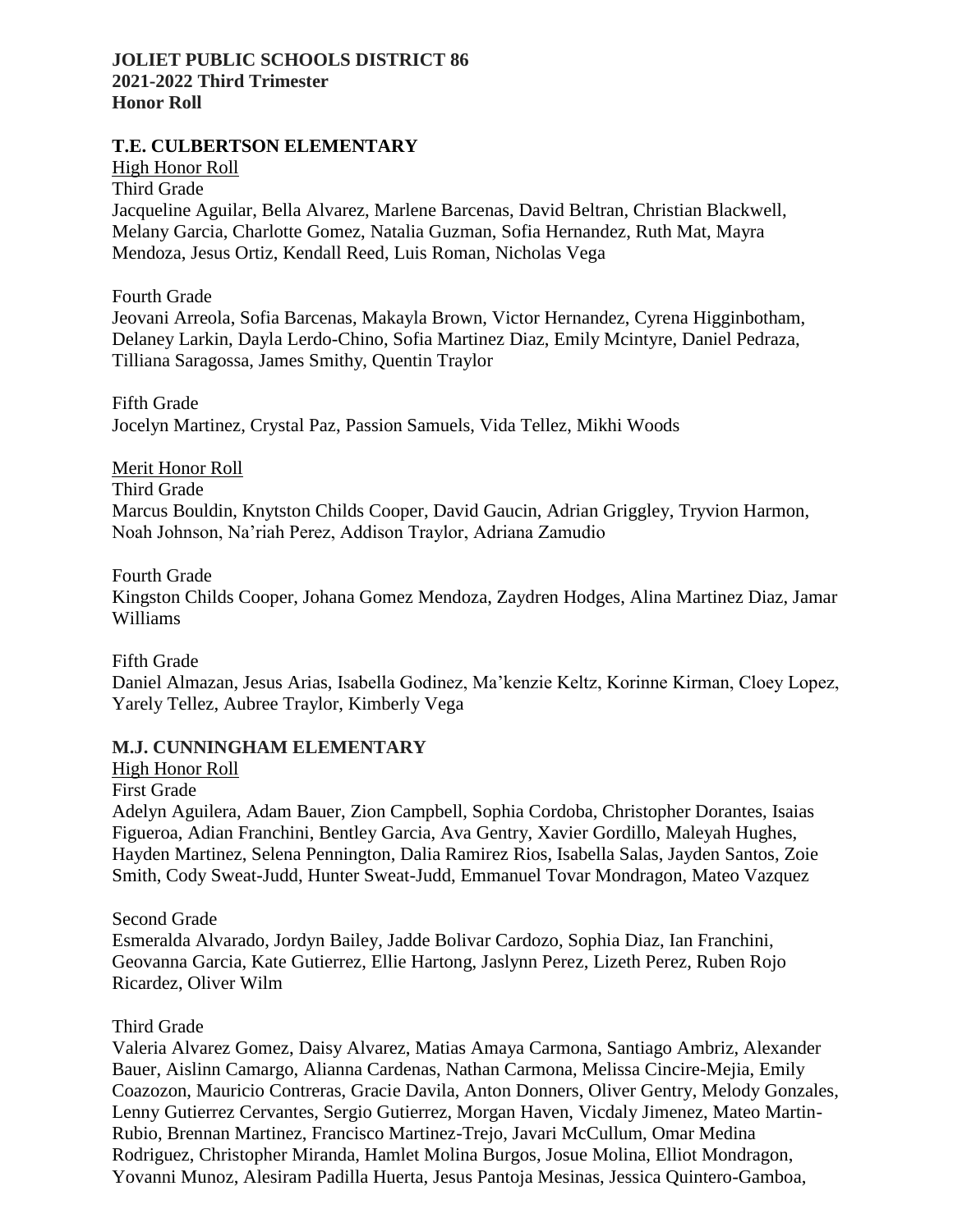**JOLIET PUBLIC SCHOOLS DISTRICT 86**
**2021-2022 Third Trimester**
**Honor Roll**

## T.E. CULBERTSON ELEMENTARY

High Honor Roll

Third Grade
Jacqueline Aguilar, Bella Alvarez, Marlene Barcenas, David Beltran, Christian Blackwell, Melany Garcia, Charlotte Gomez, Natalia Guzman, Sofia Hernandez, Ruth Mat, Mayra Mendoza, Jesus Ortiz, Kendall Reed, Luis Roman, Nicholas Vega

Fourth Grade
Jeovani Arreola, Sofia Barcenas, Makayla Brown, Victor Hernandez, Cyrena Higginbotham, Delaney Larkin, Dayla Lerdo-Chino, Sofia Martinez Diaz, Emily Mcintyre, Daniel Pedraza, Tilliana Saragossa, James Smithy, Quentin Traylor

Fifth Grade
Jocelyn Martinez, Crystal Paz, Passion Samuels, Vida Tellez, Mikhi Woods

Merit Honor Roll

Third Grade
Marcus Bouldin, Knytston Childs Cooper, David Gaucin, Adrian Griggley, Tryvion Harmon, Noah Johnson, Na'riah Perez, Addison Traylor, Adriana Zamudio

Fourth Grade
Kingston Childs Cooper, Johana Gomez Mendoza, Zaydren Hodges, Alina Martinez Diaz, Jamar Williams

Fifth Grade
Daniel Almazan, Jesus Arias, Isabella Godinez, Ma'kenzie Keltz, Korinne Kirman, Cloey Lopez, Yarely Tellez, Aubree Traylor, Kimberly Vega

## M.J. CUNNINGHAM ELEMENTARY

High Honor Roll

First Grade
Adelyn Aguilera, Adam Bauer, Zion Campbell, Sophia Cordoba, Christopher Dorantes, Isaias Figueroa, Adian Franchini, Bentley Garcia, Ava Gentry, Xavier Gordillo, Maleyah Hughes, Hayden Martinez, Selena Pennington, Dalia Ramirez Rios, Isabella Salas, Jayden Santos, Zoie Smith, Cody Sweat-Judd, Hunter Sweat-Judd, Emmanuel Tovar Mondragon, Mateo Vazquez

Second Grade
Esmeralda Alvarado, Jordyn Bailey, Jadde Bolivar Cardozo, Sophia Diaz, Ian Franchini, Geovanna Garcia, Kate Gutierrez, Ellie Hartong, Jaslynn Perez, Lizeth Perez, Ruben Rojo Ricardez, Oliver Wilm

Third Grade
Valeria Alvarez Gomez, Daisy Alvarez, Matias Amaya Carmona, Santiago Ambriz, Alexander Bauer, Aislinn Camargo, Alianna Cardenas, Nathan Carmona, Melissa Cincire-Mejia, Emily Coazozon, Mauricio Contreras, Gracie Davila, Anton Donners, Oliver Gentry, Melody Gonzales, Lenny Gutierrez Cervantes, Sergio Gutierrez, Morgan Haven, Vicdaly Jimenez, Mateo Martin-Rubio, Brennan Martinez, Francisco Martinez-Trejo, Javari McCullum, Omar Medina Rodriguez, Christopher Miranda, Hamlet Molina Burgos, Josue Molina, Elliot Mondragon, Yovanni Munoz, Alesiram Padilla Huerta, Jesus Pantoja Mesinas, Jessica Quintero-Gamboa,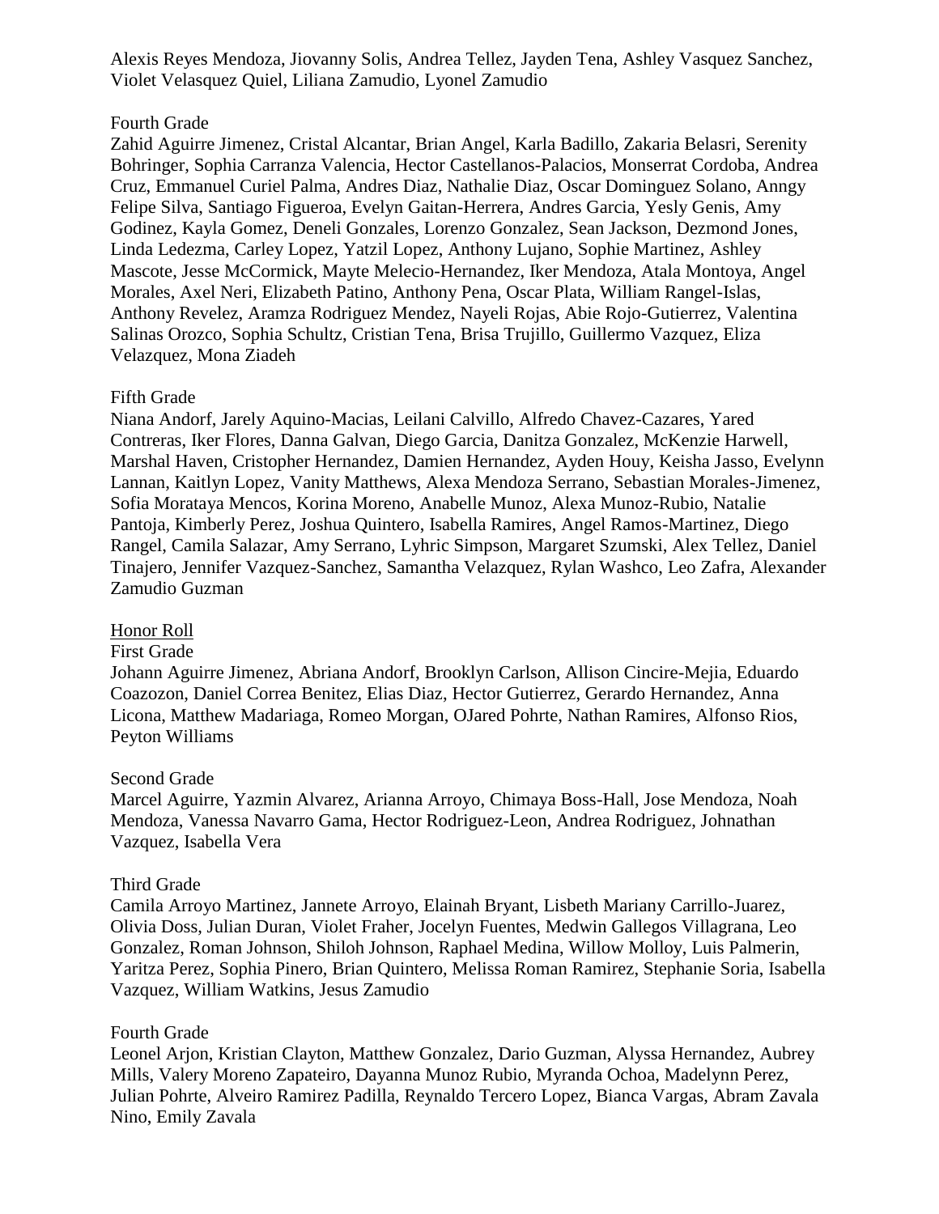Alexis Reyes Mendoza, Jiovanny Solis, Andrea Tellez, Jayden Tena, Ashley Vasquez Sanchez, Violet Velasquez Quiel, Liliana Zamudio, Lyonel Zamudio

Fourth Grade
Zahid Aguirre Jimenez, Cristal Alcantar, Brian Angel, Karla Badillo, Zakaria Belasri, Serenity Bohringer, Sophia Carranza Valencia, Hector Castellanos-Palacios, Monserrat Cordoba, Andrea Cruz, Emmanuel Curiel Palma, Andres Diaz, Nathalie Diaz, Oscar Dominguez Solano, Anngy Felipe Silva, Santiago Figueroa, Evelyn Gaitan-Herrera, Andres Garcia, Yesly Genis, Amy Godinez, Kayla Gomez, Deneli Gonzales, Lorenzo Gonzalez, Sean Jackson, Dezmond Jones, Linda Ledezma, Carley Lopez, Yatzil Lopez, Anthony Lujano, Sophie Martinez, Ashley Mascote, Jesse McCormick, Mayte Melecio-Hernandez, Iker Mendoza, Atala Montoya, Angel Morales, Axel Neri, Elizabeth Patino, Anthony Pena, Oscar Plata, William Rangel-Islas, Anthony Revelez, Aramza Rodriguez Mendez, Nayeli Rojas, Abie Rojo-Gutierrez, Valentina Salinas Orozco, Sophia Schultz, Cristian Tena, Brisa Trujillo, Guillermo Vazquez, Eliza Velazquez, Mona Ziadeh

Fifth Grade
Niana Andorf, Jarely Aquino-Macias, Leilani Calvillo, Alfredo Chavez-Cazares, Yared Contreras, Iker Flores, Danna Galvan, Diego Garcia, Danitza Gonzalez, McKenzie Harwell, Marshal Haven, Cristopher Hernandez, Damien Hernandez, Ayden Houy, Keisha Jasso, Evelynn Lannan, Kaitlyn Lopez, Vanity Matthews, Alexa Mendoza Serrano, Sebastian Morales-Jimenez, Sofia Morataya Mencos, Korina Moreno, Anabelle Munoz, Alexa Munoz-Rubio, Natalie Pantoja, Kimberly Perez, Joshua Quintero, Isabella Ramires, Angel Ramos-Martinez, Diego Rangel, Camila Salazar, Amy Serrano, Lyhric Simpson, Margaret Szumski, Alex Tellez, Daniel Tinajero, Jennifer Vazquez-Sanchez, Samantha Velazquez, Rylan Washco, Leo Zafra, Alexander Zamudio Guzman

Honor Roll

First Grade
Johann Aguirre Jimenez, Abriana Andorf, Brooklyn Carlson, Allison Cincire-Mejia, Eduardo Coazozon, Daniel Correa Benitez, Elias Diaz, Hector Gutierrez, Gerardo Hernandez, Anna Licona, Matthew Madariaga, Romeo Morgan, OJared Pohrte, Nathan Ramires, Alfonso Rios, Peyton Williams

Second Grade
Marcel Aguirre, Yazmin Alvarez, Arianna Arroyo, Chimaya Boss-Hall, Jose Mendoza, Noah Mendoza, Vanessa Navarro Gama, Hector Rodriguez-Leon, Andrea Rodriguez, Johnathan Vazquez, Isabella Vera

Third Grade
Camila Arroyo Martinez, Jannete Arroyo, Elainah Bryant, Lisbeth Mariany Carrillo-Juarez, Olivia Doss, Julian Duran, Violet Fraher, Jocelyn Fuentes, Medwin Gallegos Villagrana, Leo Gonzalez, Roman Johnson, Shiloh Johnson, Raphael Medina, Willow Molloy, Luis Palmerin, Yaritza Perez, Sophia Pinero, Brian Quintero, Melissa Roman Ramirez, Stephanie Soria, Isabella Vazquez, William Watkins, Jesus Zamudio

Fourth Grade
Leonel Arjon, Kristian Clayton, Matthew Gonzalez, Dario Guzman, Alyssa Hernandez, Aubrey Mills, Valery Moreno Zapateiro, Dayanna Munoz Rubio, Myranda Ochoa, Madelynn Perez, Julian Pohrte, Alveiro Ramirez Padilla, Reynaldo Tercero Lopez, Bianca Vargas, Abram Zavala Nino, Emily Zavala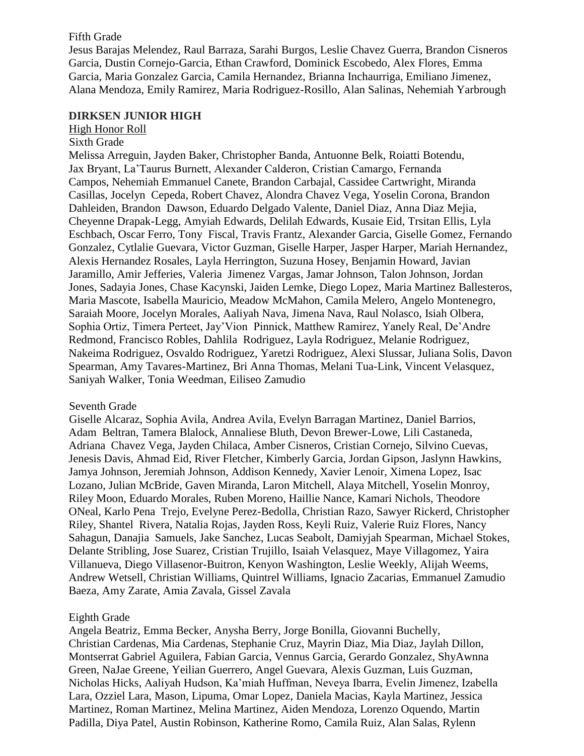Fifth Grade

Jesus Barajas Melendez, Raul Barraza, Sarahi Burgos, Leslie Chavez Guerra, Brandon Cisneros Garcia, Dustin Cornejo-Garcia, Ethan Crawford, Dominick Escobedo, Alex Flores, Emma Garcia, Maria Gonzalez Garcia, Camila Hernandez, Brianna Inchaurriga, Emiliano Jimenez, Alana Mendoza, Emily Ramirez, Maria Rodriguez-Rosillo, Alan Salinas, Nehemiah Yarbrough

**DIRKSEN JUNIOR HIGH**

High Honor Roll

Sixth Grade

Melissa Arreguin, Jayden Baker, Christopher Banda, Antuonne Belk, Roiatti Botendu, Jax Bryant, La'Taurus Burnett, Alexander Calderon, Cristian Camargo, Fernanda Campos, Nehemiah Emmanuel Canete, Brandon Carbajal, Cassidee Cartwright, Miranda Casillas, Jocelyn Cepeda, Robert Chavez, Alondra Chavez Vega, Yoselin Corona, Brandon Dahleiden, Brandon Dawson, Eduardo Delgado Valente, Daniel Diaz, Anna Diaz Mejia, Cheyenne Drapak-Legg, Amyiah Edwards, Delilah Edwards, Kusaie Eid, Trsitan Ellis, Lyla Eschbach, Oscar Ferro, Tony Fiscal, Travis Frantz, Alexander Garcia, Giselle Gomez, Fernando Gonzalez, Cytlalie Guevara, Victor Guzman, Giselle Harper, Jasper Harper, Mariah Hernandez, Alexis Hernandez Rosales, Layla Herrington, Suzuna Hosey, Benjamin Howard, Javian Jaramillo, Amir Jefferies, Valeria Jimenez Vargas, Jamar Johnson, Talon Johnson, Jordan Jones, Sadayia Jones, Chase Kacynski, Jaiden Lemke, Diego Lopez, Maria Martinez Ballesteros, Maria Mascote, Isabella Mauricio, Meadow McMahon, Camila Melero, Angelo Montenegro, Saraiah Moore, Jocelyn Morales, Aaliyah Nava, Jimena Nava, Raul Nolasco, Isiah Olbera, Sophia Ortiz, Timera Perteet, Jay'Vion Pinnick, Matthew Ramirez, Yanely Real, De'Andre Redmond, Francisco Robles, Dahlila Rodriguez, Layla Rodriguez, Melanie Rodriguez, Nakeima Rodriguez, Osvaldo Rodriguez, Yaretzi Rodriguez, Alexi Slussar, Juliana Solis, Davon Spearman, Amy Tavares-Martinez, Bri Anna Thomas, Melani Tua-Link, Vincent Velasquez, Saniyah Walker, Tonia Weedman, Eiliseo Zamudio

Seventh Grade

Giselle Alcaraz, Sophia Avila, Andrea Avila, Evelyn Barragan Martinez, Daniel Barrios, Adam Beltran, Tamera Blalock, Annaliese Bluth, Devon Brewer-Lowe, Lili Castaneda, Adriana Chavez Vega, Jayden Chilaca, Amber Cisneros, Cristian Cornejo, Silvino Cuevas, Jenesis Davis, Ahmad Eid, River Fletcher, Kimberly Garcia, Jordan Gipson, Jaslynn Hawkins, Jamya Johnson, Jeremiah Johnson, Addison Kennedy, Xavier Lenoir, Ximena Lopez, Isac Lozano, Julian McBride, Gaven Miranda, Laron Mitchell, Alaya Mitchell, Yoselin Monroy, Riley Moon, Eduardo Morales, Ruben Moreno, Haillie Nance, Kamari Nichols, Theodore ONeal, Karlo Pena Trejo, Evelyne Perez-Bedolla, Christian Razo, Sawyer Rickerd, Christopher Riley, Shantel Rivera, Natalia Rojas, Jayden Ross, Keyli Ruiz, Valerie Ruiz Flores, Nancy Sahagun, Danajia Samuels, Jake Sanchez, Lucas Seabolt, Damiyjah Spearman, Michael Stokes, Delante Stribling, Jose Suarez, Cristian Trujillo, Isaiah Velasquez, Maye Villagomez, Yaira Villanueva, Diego Villasenor-Buitron, Kenyon Washington, Leslie Weekly, Alijah Weems, Andrew Wetsell, Christian Williams, Quintrel Williams, Ignacio Zacarias, Emmanuel Zamudio Baeza, Amy Zarate, Amia Zavala, Gissel Zavala

Eighth Grade

Angela Beatriz, Emma Becker, Anysha Berry, Jorge Bonilla, Giovanni Buchelly, Christian Cardenas, Mia Cardenas, Stephanie Cruz, Mayrin Diaz, Mia Diaz, Jaylah Dillon, Montserrat Gabriel Aguilera, Fabian Garcia, Vennus Garcia, Gerardo Gonzalez, ShyAwnna Green, NaJae Greene, Yeilian Guerrero, Angel Guevara, Alexis Guzman, Luis Guzman, Nicholas Hicks, Aaliyah Hudson, Ka'miah Huffman, Neveya Ibarra, Evelin Jimenez, Izabella Lara, Ozziel Lara, Mason, Lipuma, Omar Lopez, Daniela Macias, Kayla Martinez, Jessica Martinez, Roman Martinez, Melina Martinez, Aiden Mendoza, Lorenzo Oquendo, Martin Padilla, Diya Patel, Austin Robinson, Katherine Romo, Camila Ruiz, Alan Salas, Rylenn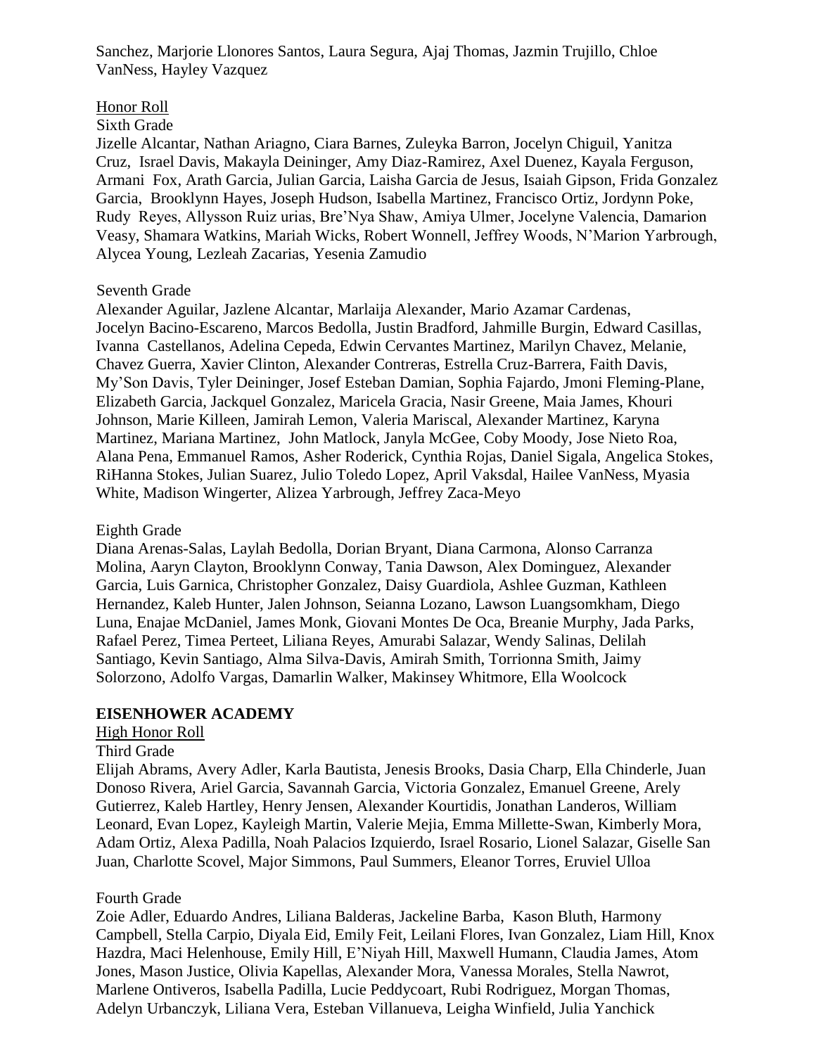Sanchez, Marjorie Llonores Santos, Laura Segura, Ajaj Thomas, Jazmin Trujillo, Chloe VanNess, Hayley Vazquez

Honor Roll

Sixth Grade

Jizelle Alcantar, Nathan Ariagno, Ciara Barnes, Zuleyka Barron, Jocelyn Chiguil, Yanitza Cruz, Israel Davis, Makayla Deininger, Amy Diaz-Ramirez, Axel Duenez, Kayala Ferguson, Armani Fox, Arath Garcia, Julian Garcia, Laisha Garcia de Jesus, Isaiah Gipson, Frida Gonzalez Garcia, Brooklynn Hayes, Joseph Hudson, Isabella Martinez, Francisco Ortiz, Jordynn Poke, Rudy Reyes, Allysson Ruiz urias, Bre'Nya Shaw, Amiya Ulmer, Jocelyne Valencia, Damarion Veasy, Shamara Watkins, Mariah Wicks, Robert Wonnell, Jeffrey Woods, N'Marion Yarbrough, Alycea Young, Lezleah Zacarias, Yesenia Zamudio

Seventh Grade

Alexander Aguilar, Jazlene Alcantar, Marlaija Alexander, Mario Azamar Cardenas, Jocelyn Bacino-Escareno, Marcos Bedolla, Justin Bradford, Jahmille Burgin, Edward Casillas, Ivanna Castellanos, Adelina Cepeda, Edwin Cervantes Martinez, Marilyn Chavez, Melanie, Chavez Guerra, Xavier Clinton, Alexander Contreras, Estrella Cruz-Barrera, Faith Davis, My'Son Davis, Tyler Deininger, Josef Esteban Damian, Sophia Fajardo, Jmoni Fleming-Plane, Elizabeth Garcia, Jackquel Gonzalez, Maricela Gracia, Nasir Greene, Maia James, Khouri Johnson, Marie Killeen, Jamirah Lemon, Valeria Mariscal, Alexander Martinez, Karyna Martinez, Mariana Martinez, John Matlock, Janyla McGee, Coby Moody, Jose Nieto Roa, Alana Pena, Emmanuel Ramos, Asher Roderick, Cynthia Rojas, Daniel Sigala, Angelica Stokes, RiHanna Stokes, Julian Suarez, Julio Toledo Lopez, April Vaksdal, Hailee VanNess, Myasia White, Madison Wingerter, Alizea Yarbrough, Jeffrey Zaca-Meyo

Eighth Grade

Diana Arenas-Salas, Laylah Bedolla, Dorian Bryant, Diana Carmona, Alonso Carranza Molina, Aaryn Clayton, Brooklynn Conway, Tania Dawson, Alex Dominguez, Alexander Garcia, Luis Garnica, Christopher Gonzalez, Daisy Guardiola, Ashlee Guzman, Kathleen Hernandez, Kaleb Hunter, Jalen Johnson, Seianna Lozano, Lawson Luangsomkham, Diego Luna, Enajae McDaniel, James Monk, Giovani Montes De Oca, Breanie Murphy, Jada Parks, Rafael Perez, Timea Perteet, Liliana Reyes, Amurabi Salazar, Wendy Salinas, Delilah Santiago, Kevin Santiago, Alma Silva-Davis, Amirah Smith, Torrionna Smith, Jaimy Solorzono, Adolfo Vargas, Damarlin Walker, Makinsey Whitmore, Ella Woolcock

**EISENHOWER ACADEMY**

High Honor Roll

Third Grade

Elijah Abrams, Avery Adler, Karla Bautista, Jenesis Brooks, Dasia Charp, Ella Chinderle, Juan Donoso Rivera, Ariel Garcia, Savannah Garcia, Victoria Gonzalez, Emanuel Greene, Arely Gutierrez, Kaleb Hartley, Henry Jensen, Alexander Kourtidis, Jonathan Landeros, William Leonard, Evan Lopez, Kayleigh Martin, Valerie Mejia, Emma Millette-Swan, Kimberly Mora, Adam Ortiz, Alexa Padilla, Noah Palacios Izquierdo, Israel Rosario, Lionel Salazar, Giselle San Juan, Charlotte Scovel, Major Simmons, Paul Summers, Eleanor Torres, Eruviel Ulloa

Fourth Grade

Zoie Adler, Eduardo Andres, Liliana Balderas, Jackeline Barba, Kason Bluth, Harmony Campbell, Stella Carpio, Diyala Eid, Emily Feit, Leilani Flores, Ivan Gonzalez, Liam Hill, Knox Hazdra, Maci Helenhouse, Emily Hill, E'Niyah Hill, Maxwell Humann, Claudia James, Atom Jones, Mason Justice, Olivia Kapellas, Alexander Mora, Vanessa Morales, Stella Nawrot, Marlene Ontiveros, Isabella Padilla, Lucie Peddycoart, Rubi Rodriguez, Morgan Thomas, Adelyn Urbanczyk, Liliana Vera, Esteban Villanueva, Leigha Winfield, Julia Yanchick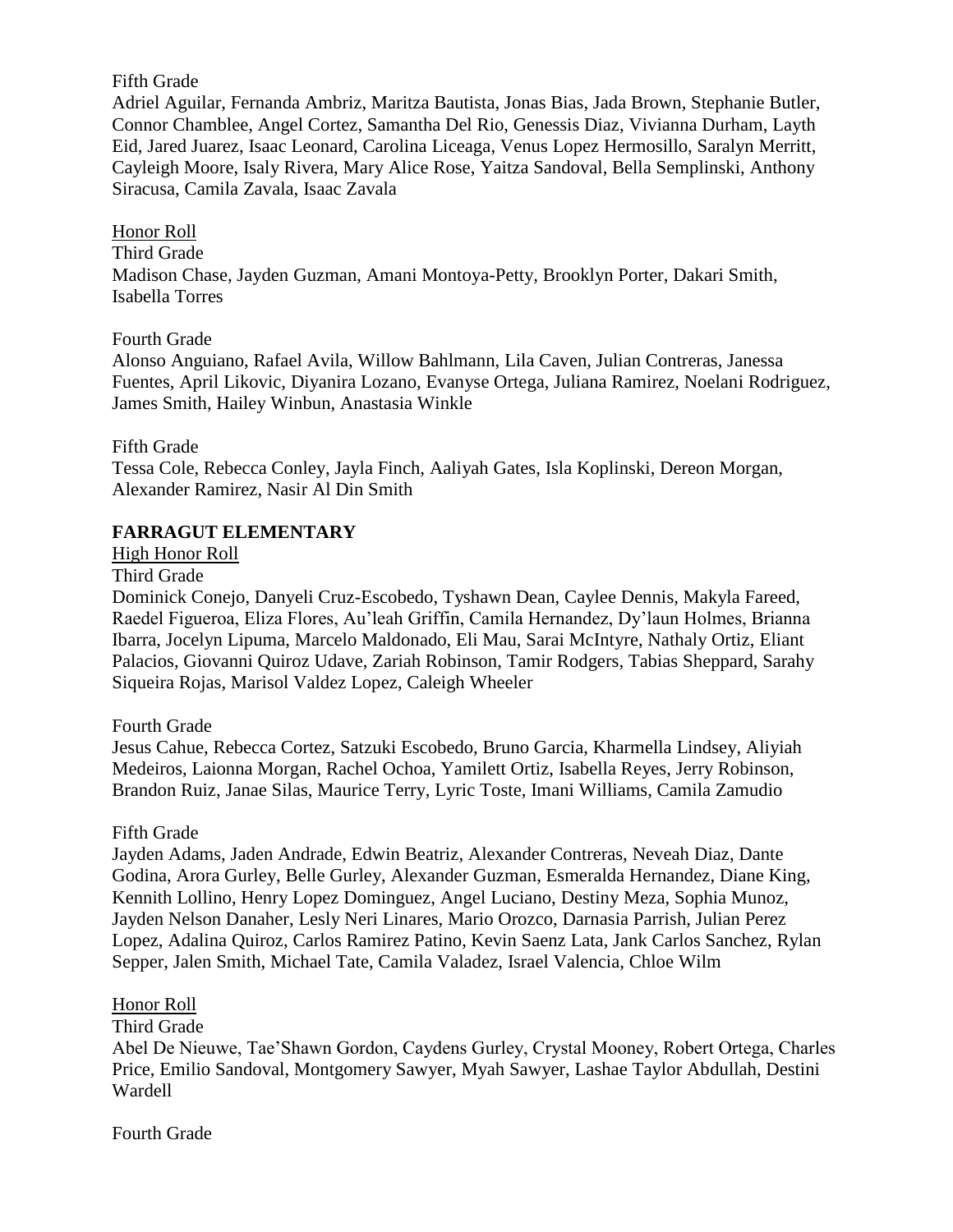Fifth Grade

Adriel Aguilar, Fernanda Ambriz, Maritza Bautista, Jonas Bias, Jada Brown, Stephanie Butler, Connor Chamblee, Angel Cortez, Samantha Del Rio, Genessis Diaz, Vivianna Durham, Layth Eid, Jared Juarez, Isaac Leonard, Carolina Liceaga, Venus Lopez Hermosillo, Saralyn Merritt, Cayleigh Moore, Isaly Rivera, Mary Alice Rose, Yaitza Sandoval, Bella Semplinski, Anthony Siracusa, Camila Zavala, Isaac Zavala

<u>Honor Roll</u>

Third Grade

Madison Chase, Jayden Guzman, Amani Montoya-Petty, Brooklyn Porter, Dakari Smith, Isabella Torres

Fourth Grade

Alonso Anguiano, Rafael Avila, Willow Bahlmann, Lila Caven, Julian Contreras, Janessa Fuentes, April Likovic, Diyanira Lozano, Evanyse Ortega, Juliana Ramirez, Noelani Rodriguez, James Smith, Hailey Winbun, Anastasia Winkle

Fifth Grade

Tessa Cole, Rebecca Conley, Jayla Finch, Aaliyah Gates, Isla Koplinski, Dereon Morgan, Alexander Ramirez, Nasir Al Din Smith

**FARRAGUT ELEMENTARY**

<u>High Honor Roll</u>

Third Grade

Dominick Conejo, Danyeli Cruz-Escobedo, Tyshawn Dean, Caylee Dennis, Makyla Fareed, Raedel Figueroa, Eliza Flores, Au'leah Griffin, Camila Hernandez, Dy'laun Holmes, Brianna Ibarra, Jocelyn Lipuma, Marcelo Maldonado, Eli Mau, Sarai McIntyre, Nathaly Ortiz, Eliant Palacios, Giovanni Quiroz Udave, Zariah Robinson, Tamir Rodgers, Tabias Sheppard, Sarahy Siqueira Rojas, Marisol Valdez Lopez, Caleigh Wheeler

Fourth Grade

Jesus Cahue, Rebecca Cortez, Satzuki Escobedo, Bruno Garcia, Kharmella Lindsey, Aliyiah Medeiros, Laionna Morgan, Rachel Ochoa, Yamilett Ortiz, Isabella Reyes, Jerry Robinson, Brandon Ruiz, Janae Silas, Maurice Terry, Lyric Toste, Imani Williams, Camila Zamudio

Fifth Grade

Jayden Adams, Jaden Andrade, Edwin Beatriz, Alexander Contreras, Neveah Diaz, Dante Godina, Arora Gurley, Belle Gurley, Alexander Guzman, Esmeralda Hernandez, Diane King, Kennith Lollino, Henry Lopez Dominguez, Angel Luciano, Destiny Meza, Sophia Munoz, Jayden Nelson Danaher, Lesly Neri Linares, Mario Orozco, Darnasia Parrish, Julian Perez Lopez, Adalina Quiroz, Carlos Ramirez Patino, Kevin Saenz Lata, Jank Carlos Sanchez, Rylan Sepper, Jalen Smith, Michael Tate, Camila Valadez, Israel Valencia, Chloe Wilm

<u>Honor Roll</u>

Third Grade

Abel De Nieuwe, Tae'Shawn Gordon, Caydens Gurley, Crystal Mooney, Robert Ortega, Charles Price, Emilio Sandoval, Montgomery Sawyer, Myah Sawyer, Lashae Taylor Abdullah, Destini Wardell

Fourth Grade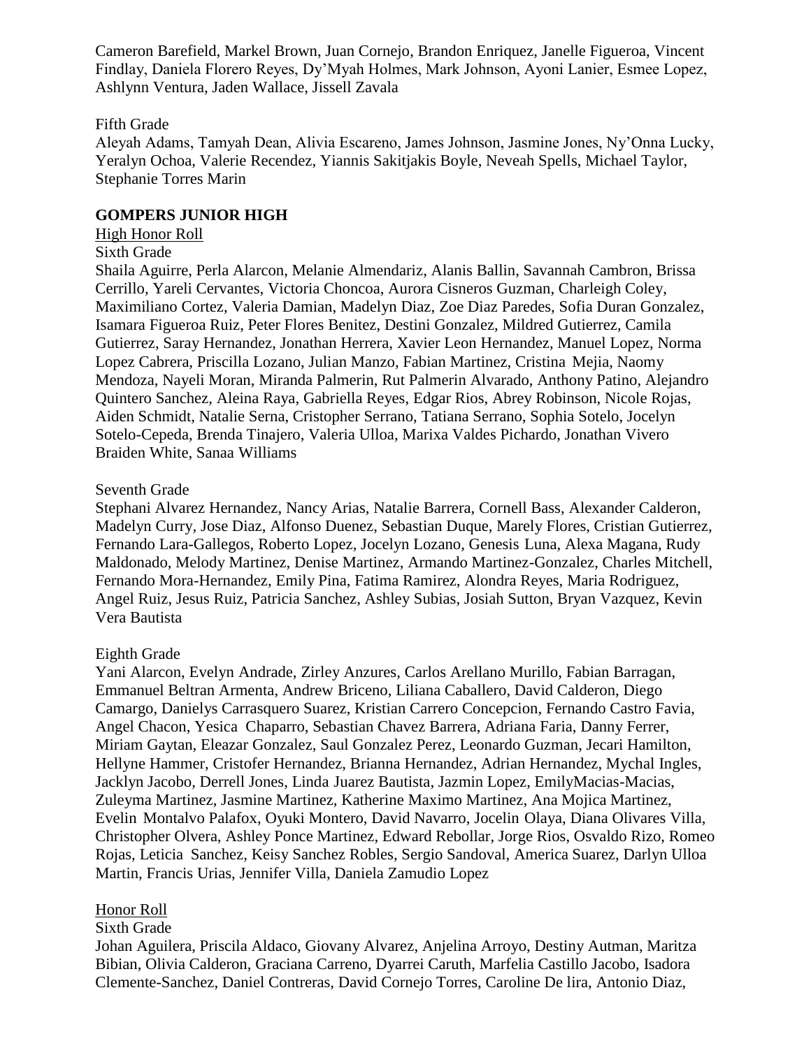Cameron Barefield, Markel Brown, Juan Cornejo, Brandon Enriquez, Janelle Figueroa, Vincent Findlay, Daniela Florero Reyes, Dy'Myah Holmes, Mark Johnson, Ayoni Lanier, Esmee Lopez, Ashlynn Ventura, Jaden Wallace, Jissell Zavala

Fifth Grade

Aleyah Adams, Tamyah Dean, Alivia Escareno, James Johnson, Jasmine Jones, Ny'Onna Lucky, Yeralyn Ochoa, Valerie Recendez, Yiannis Sakitjakis Boyle, Neveah Spells, Michael Taylor, Stephanie Torres Marin

**GOMPERS JUNIOR HIGH**

High Honor Roll

Sixth Grade

Shaila Aguirre, Perla Alarcon, Melanie Almendariz, Alanis Ballin, Savannah Cambron, Brissa Cerrillo, Yareli Cervantes, Victoria Choncoa, Aurora Cisneros Guzman, Charleigh Coley, Maximiliano Cortez, Valeria Damian, Madelyn Diaz, Zoe Diaz Paredes, Sofia Duran Gonzalez, Isamara Figueroa Ruiz, Peter Flores Benitez, Destini Gonzalez, Mildred Gutierrez, Camila Gutierrez, Saray Hernandez, Jonathan Herrera, Xavier Leon Hernandez, Manuel Lopez, Norma Lopez Cabrera, Priscilla Lozano, Julian Manzo, Fabian Martinez, Cristina Mejia, Naomy Mendoza, Nayeli Moran, Miranda Palmerin, Rut Palmerin Alvarado, Anthony Patino, Alejandro Quintero Sanchez, Aleina Raya, Gabriella Reyes, Edgar Rios, Abrey Robinson, Nicole Rojas, Aiden Schmidt, Natalie Serna, Cristopher Serrano, Tatiana Serrano, Sophia Sotelo, Jocelyn Sotelo-Cepeda, Brenda Tinajero, Valeria Ulloa, Marixa Valdes Pichardo, Jonathan Vivero Braiden White, Sanaa Williams

Seventh Grade

Stephani Alvarez Hernandez, Nancy Arias, Natalie Barrera, Cornell Bass, Alexander Calderon, Madelyn Curry, Jose Diaz, Alfonso Duenez, Sebastian Duque, Marely Flores, Cristian Gutierrez, Fernando Lara-Gallegos, Roberto Lopez, Jocelyn Lozano, Genesis Luna, Alexa Magana, Rudy Maldonado, Melody Martinez, Denise Martinez, Armando Martinez-Gonzalez, Charles Mitchell, Fernando Mora-Hernandez, Emily Pina, Fatima Ramirez, Alondra Reyes, Maria Rodriguez, Angel Ruiz, Jesus Ruiz, Patricia Sanchez, Ashley Subias, Josiah Sutton, Bryan Vazquez, Kevin Vera Bautista

Eighth Grade

Yani Alarcon, Evelyn Andrade, Zirley Anzures, Carlos Arellano Murillo, Fabian Barragan, Emmanuel Beltran Armenta, Andrew Briceno, Liliana Caballero, David Calderon, Diego Camargo, Danielys Carrasquero Suarez, Kristian Carrero Concepcion, Fernando Castro Favia, Angel Chacon, Yesica Chaparro, Sebastian Chavez Barrera, Adriana Faria, Danny Ferrer, Miriam Gaytan, Eleazar Gonzalez, Saul Gonzalez Perez, Leonardo Guzman, Jecari Hamilton, Hellyne Hammer, Cristofer Hernandez, Brianna Hernandez, Adrian Hernandez, Mychal Ingles, Jacklyn Jacobo, Derrell Jones, Linda Juarez Bautista, Jazmin Lopez, EmilyMacias-Macias, Zuleyma Martinez, Jasmine Martinez, Katherine Maximo Martinez, Ana Mojica Martinez, Evelin Montalvo Palafox, Oyuki Montero, David Navarro, Jocelin Olaya, Diana Olivares Villa, Christopher Olvera, Ashley Ponce Martinez, Edward Rebollar, Jorge Rios, Osvaldo Rizo, Romeo Rojas, Leticia Sanchez, Keisy Sanchez Robles, Sergio Sandoval, America Suarez, Darlyn Ulloa Martin, Francis Urias, Jennifer Villa, Daniela Zamudio Lopez

Honor Roll

Sixth Grade

Johan Aguilera, Priscila Aldaco, Giovany Alvarez, Anjelina Arroyo, Destiny Autman, Maritza Bibian, Olivia Calderon, Graciana Carreno, Dyarrei Caruth, Marfelia Castillo Jacobo, Isadora Clemente-Sanchez, Daniel Contreras, David Cornejo Torres, Caroline De lira, Antonio Diaz,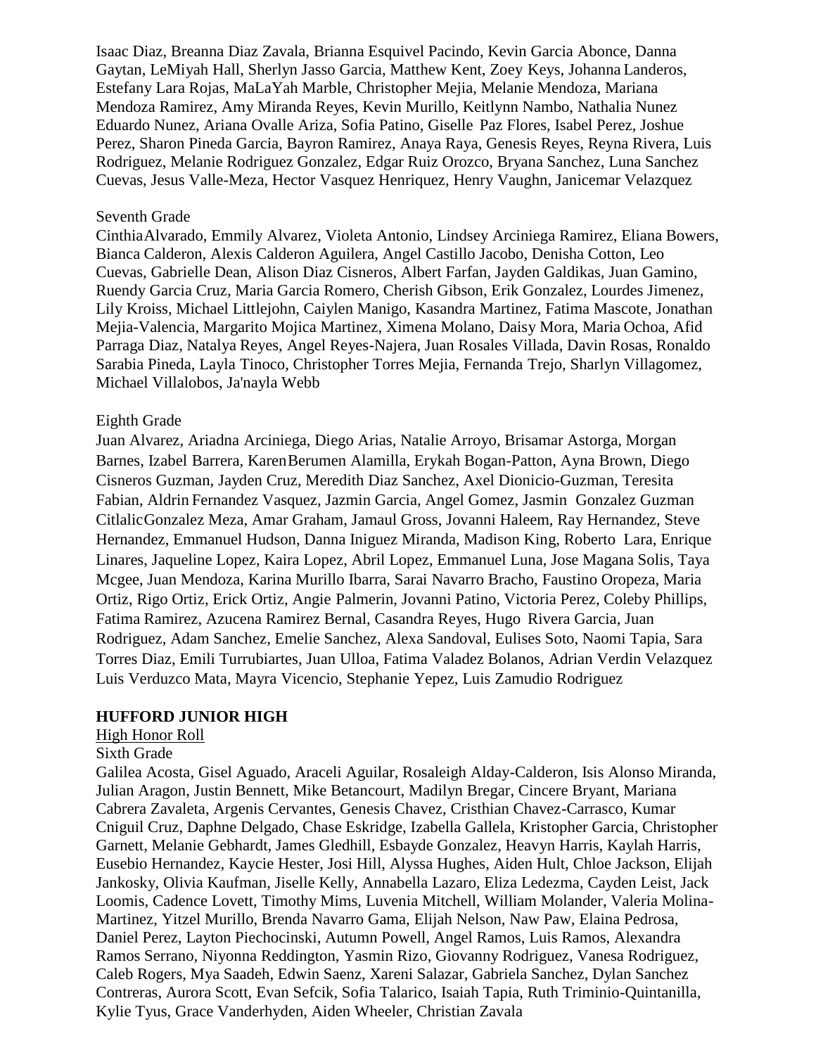Isaac Diaz, Breanna Diaz Zavala, Brianna Esquivel Pacindo, Kevin Garcia Abonce, Danna Gaytan, LeMiyah Hall, Sherlyn Jasso Garcia, Matthew Kent, Zoey Keys, Johanna Landeros, Estefany Lara Rojas, MaLaYah Marble, Christopher Mejia, Melanie Mendoza, Mariana Mendoza Ramirez, Amy Miranda Reyes, Kevin Murillo, Keitlynn Nambo, Nathalia Nunez Eduardo Nunez, Ariana Ovalle Ariza, Sofia Patino, Giselle Paz Flores, Isabel Perez, Joshue Perez, Sharon Pineda Garcia, Bayron Ramirez, Anaya Raya, Genesis Reyes, Reyna Rivera, Luis Rodriguez, Melanie Rodriguez Gonzalez, Edgar Ruiz Orozco, Bryana Sanchez, Luna Sanchez Cuevas, Jesus Valle-Meza, Hector Vasquez Henriquez, Henry Vaughn, Janicemar Velazquez

Seventh Grade

CinthiaAlvarado, Emmily Alvarez, Violeta Antonio, Lindsey Arciniega Ramirez, Eliana Bowers, Bianca Calderon, Alexis Calderon Aguilera, Angel Castillo Jacobo, Denisha Cotton, Leo Cuevas, Gabrielle Dean, Alison Diaz Cisneros, Albert Farfan, Jayden Galdikas, Juan Gamino, Ruendy Garcia Cruz, Maria Garcia Romero, Cherish Gibson, Erik Gonzalez, Lourdes Jimenez, Lily Kroiss, Michael Littlejohn, Caiylen Manigo, Kasandra Martinez, Fatima Mascote, Jonathan Mejia-Valencia, Margarito Mojica Martinez, Ximena Molano, Daisy Mora, Maria Ochoa, Afid Parraga Diaz, Natalya Reyes, Angel Reyes-Najera, Juan Rosales Villada, Davin Rosas, Ronaldo Sarabia Pineda, Layla Tinoco, Christopher Torres Mejia, Fernanda Trejo, Sharlyn Villagomez, Michael Villalobos, Ja'nayla Webb

Eighth Grade

Juan Alvarez, Ariadna Arciniega, Diego Arias, Natalie Arroyo, Brisamar Astorga, Morgan Barnes, Izabel Barrera, KarenBerumen Alamilla, Erykah Bogan-Patton, Ayna Brown, Diego Cisneros Guzman, Jayden Cruz, Meredith Diaz Sanchez, Axel Dionicio-Guzman, Teresita Fabian, Aldrin Fernandez Vasquez, Jazmin Garcia, Angel Gomez, Jasmin Gonzalez Guzman CitlalicGonzalez Meza, Amar Graham, Jamaul Gross, Jovanni Haleem, Ray Hernandez, Steve Hernandez, Emmanuel Hudson, Danna Iniguez Miranda, Madison King, Roberto Lara, Enrique Linares, Jaqueline Lopez, Kaira Lopez, Abril Lopez, Emmanuel Luna, Jose Magana Solis, Taya Mcgee, Juan Mendoza, Karina Murillo Ibarra, Sarai Navarro Bracho, Faustino Oropeza, Maria Ortiz, Rigo Ortiz, Erick Ortiz, Angie Palmerin, Jovanni Patino, Victoria Perez, Coleby Phillips, Fatima Ramirez, Azucena Ramirez Bernal, Casandra Reyes, Hugo Rivera Garcia, Juan Rodriguez, Adam Sanchez, Emelie Sanchez, Alexa Sandoval, Eulises Soto, Naomi Tapia, Sara Torres Diaz, Emili Turrubiartes, Juan Ulloa, Fatima Valadez Bolanos, Adrian Verdin Velazquez Luis Verduzco Mata, Mayra Vicencio, Stephanie Yepez, Luis Zamudio Rodriguez

**HUFFORD JUNIOR HIGH**

High Honor Roll

Sixth Grade

Galilea Acosta, Gisel Aguado, Araceli Aguilar, Rosaleigh Alday-Calderon, Isis Alonso Miranda, Julian Aragon, Justin Bennett, Mike Betancourt, Madilyn Bregar, Cincere Bryant, Mariana Cabrera Zavaleta, Argenis Cervantes, Genesis Chavez, Cristhian Chavez-Carrasco, Kumar Cniguil Cruz, Daphne Delgado, Chase Eskridge, Izabella Gallela, Kristopher Garcia, Christopher Garnett, Melanie Gebhardt, James Gledhill, Esbayde Gonzalez, Heavyn Harris, Kaylah Harris, Eusebio Hernandez, Kaycie Hester, Josi Hill, Alyssa Hughes, Aiden Hult, Chloe Jackson, Elijah Jankosky, Olivia Kaufman, Jiselle Kelly, Annabella Lazaro, Eliza Ledezma, Cayden Leist, Jack Loomis, Cadence Lovett, Timothy Mims, Luvenia Mitchell, William Molander, Valeria Molina-Martinez, Yitzel Murillo, Brenda Navarro Gama, Elijah Nelson, Naw Paw, Elaina Pedrosa, Daniel Perez, Layton Piechocinski, Autumn Powell, Angel Ramos, Luis Ramos, Alexandra Ramos Serrano, Niyonna Reddington, Yasmin Rizo, Giovanny Rodriguez, Vanesa Rodriguez, Caleb Rogers, Mya Saadeh, Edwin Saenz, Xareni Salazar, Gabriela Sanchez, Dylan Sanchez Contreras, Aurora Scott, Evan Sefcik, Sofia Talarico, Isaiah Tapia, Ruth Triminio-Quintanilla, Kylie Tyus, Grace Vanderhyden, Aiden Wheeler, Christian Zavala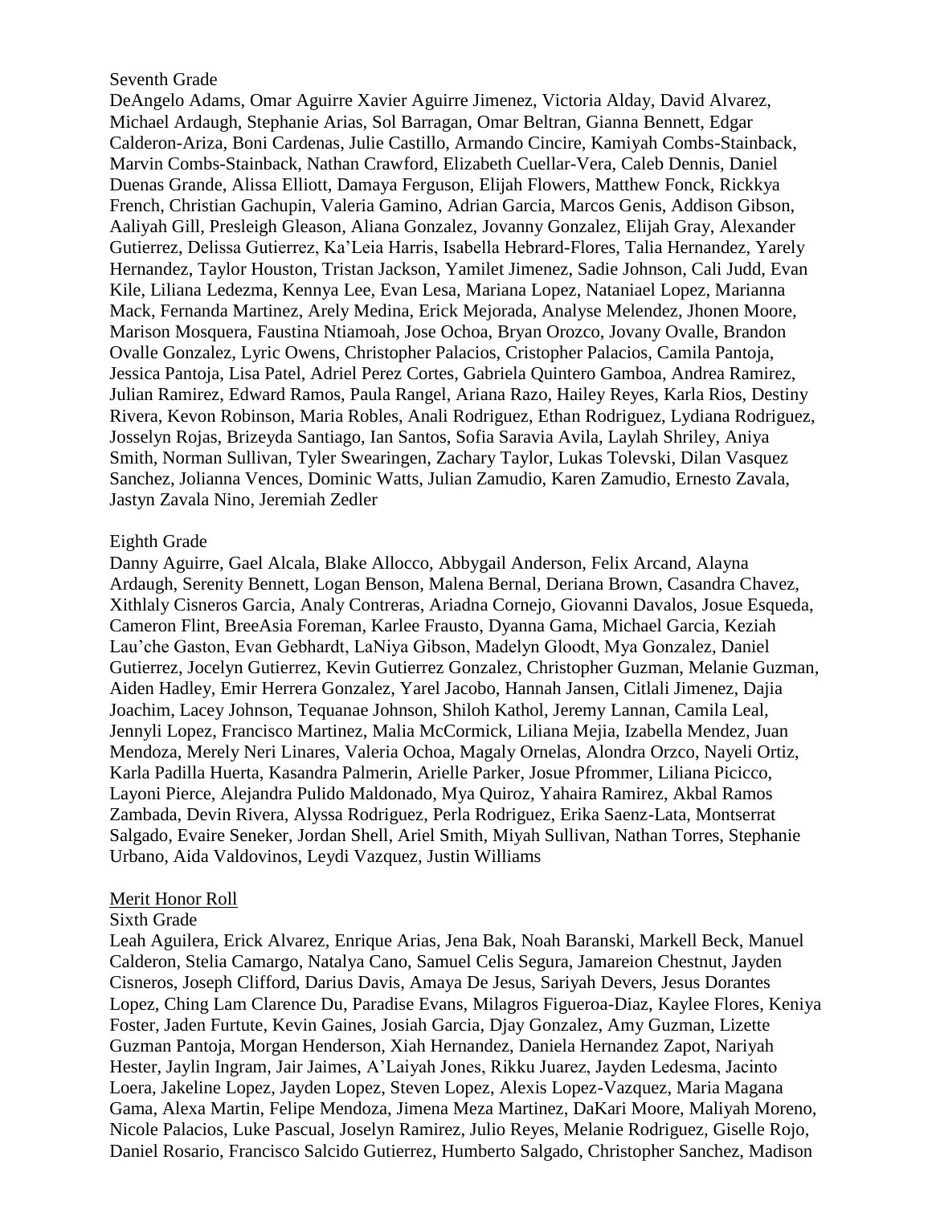Seventh Grade

DeAngelo Adams, Omar Aguirre Xavier Aguirre Jimenez, Victoria Alday, David Alvarez, Michael Ardaugh, Stephanie Arias, Sol Barragan, Omar Beltran, Gianna Bennett, Edgar Calderon-Ariza, Boni Cardenas, Julie Castillo, Armando Cincire, Kamiyah Combs-Stainback, Marvin Combs-Stainback, Nathan Crawford, Elizabeth Cuellar-Vera, Caleb Dennis, Daniel Duenas Grande, Alissa Elliott, Damaya Ferguson, Elijah Flowers, Matthew Fonck, Rickkya French, Christian Gachupin, Valeria Gamino, Adrian Garcia, Marcos Genis, Addison Gibson, Aaliyah Gill, Presleigh Gleason, Aliana Gonzalez, Jovanny Gonzalez, Elijah Gray, Alexander Gutierrez, Delissa Gutierrez, Ka'Leia Harris, Isabella Hebrard-Flores, Talia Hernandez, Yarely Hernandez, Taylor Houston, Tristan Jackson, Yamilet Jimenez, Sadie Johnson, Cali Judd, Evan Kile, Liliana Ledezma, Kennya Lee, Evan Lesa, Mariana Lopez, Nataniael Lopez, Marianna Mack, Fernanda Martinez, Arely Medina, Erick Mejorada, Analyse Melendez, Jhonen Moore, Marison Mosquera, Faustina Ntiamoah, Jose Ochoa, Bryan Orozco, Jovany Ovalle, Brandon Ovalle Gonzalez, Lyric Owens, Christopher Palacios, Cristopher Palacios, Camila Pantoja, Jessica Pantoja, Lisa Patel, Adriel Perez Cortes, Gabriela Quintero Gamboa, Andrea Ramirez, Julian Ramirez, Edward Ramos, Paula Rangel, Ariana Razo, Hailey Reyes, Karla Rios, Destiny Rivera, Kevon Robinson, Maria Robles, Anali Rodriguez, Ethan Rodriguez, Lydiana Rodriguez, Josselyn Rojas, Brizeyda Santiago, Ian Santos, Sofia Saravia Avila, Laylah Shriley, Aniya Smith, Norman Sullivan, Tyler Swearingen, Zachary Taylor, Lukas Tolevski, Dilan Vasquez Sanchez, Jolianna Vences, Dominic Watts, Julian Zamudio, Karen Zamudio, Ernesto Zavala, Jastyn Zavala Nino, Jeremiah Zedler

Eighth Grade

Danny Aguirre, Gael Alcala, Blake Allocco, Abbygail Anderson, Felix Arcand, Alayna Ardaugh, Serenity Bennett, Logan Benson, Malena Bernal, Deriana Brown, Casandra Chavez, Xithlaly Cisneros Garcia, Analy Contreras, Ariadna Cornejo, Giovanni Davalos, Josue Esqueda, Cameron Flint, BreeAsia Foreman, Karlee Frausto, Dyanna Gama, Michael Garcia, Keziah Lau'che Gaston, Evan Gebhardt, LaNiya Gibson, Madelyn Gloodt, Mya Gonzalez, Daniel Gutierrez, Jocelyn Gutierrez, Kevin Gutierrez Gonzalez, Christopher Guzman, Melanie Guzman, Aiden Hadley, Emir Herrera Gonzalez, Yarel Jacobo, Hannah Jansen, Citlali Jimenez, Dajia Joachim, Lacey Johnson, Tequanae Johnson, Shiloh Kathol, Jeremy Lannan, Camila Leal, Jennyli Lopez, Francisco Martinez, Malia McCormick, Liliana Mejia, Izabella Mendez, Juan Mendoza, Merely Neri Linares, Valeria Ochoa, Magaly Ornelas, Alondra Orzco, Nayeli Ortiz, Karla Padilla Huerta, Kasandra Palmerin, Arielle Parker, Josue Pfrommer, Liliana Picicco, Layoni Pierce, Alejandra Pulido Maldonado, Mya Quiroz, Yahaira Ramirez, Akbal Ramos Zambada, Devin Rivera, Alyssa Rodriguez, Perla Rodriguez, Erika Saenz-Lata, Montserrat Salgado, Evaire Seneker, Jordan Shell, Ariel Smith, Miyah Sullivan, Nathan Torres, Stephanie Urbano, Aida Valdovinos, Leydi Vazquez, Justin Williams

Merit Honor Roll

Sixth Grade

Leah Aguilera, Erick Alvarez, Enrique Arias, Jena Bak, Noah Baranski, Markell Beck, Manuel Calderon, Stelia Camargo, Natalya Cano, Samuel Celis Segura, Jamareion Chestnut, Jayden Cisneros, Joseph Clifford, Darius Davis, Amaya De Jesus, Sariyah Devers, Jesus Dorantes Lopez, Ching Lam Clarence Du, Paradise Evans, Milagros Figueroa-Diaz, Kaylee Flores, Keniya Foster, Jaden Furtute, Kevin Gaines, Josiah Garcia, Djay Gonzalez, Amy Guzman, Lizette Guzman Pantoja, Morgan Henderson, Xiah Hernandez, Daniela Hernandez Zapot, Nariyah Hester, Jaylin Ingram, Jair Jaimes, A'Laiyah Jones, Rikku Juarez, Jayden Ledesma, Jacinto Loera, Jakeline Lopez, Jayden Lopez, Steven Lopez, Alexis Lopez-Vazquez, Maria Magana Gama, Alexa Martin, Felipe Mendoza, Jimena Meza Martinez, DaKari Moore, Maliyah Moreno, Nicole Palacios, Luke Pascual, Joselyn Ramirez, Julio Reyes, Melanie Rodriguez, Giselle Rojo, Daniel Rosario, Francisco Salcido Gutierrez, Humberto Salgado, Christopher Sanchez, Madison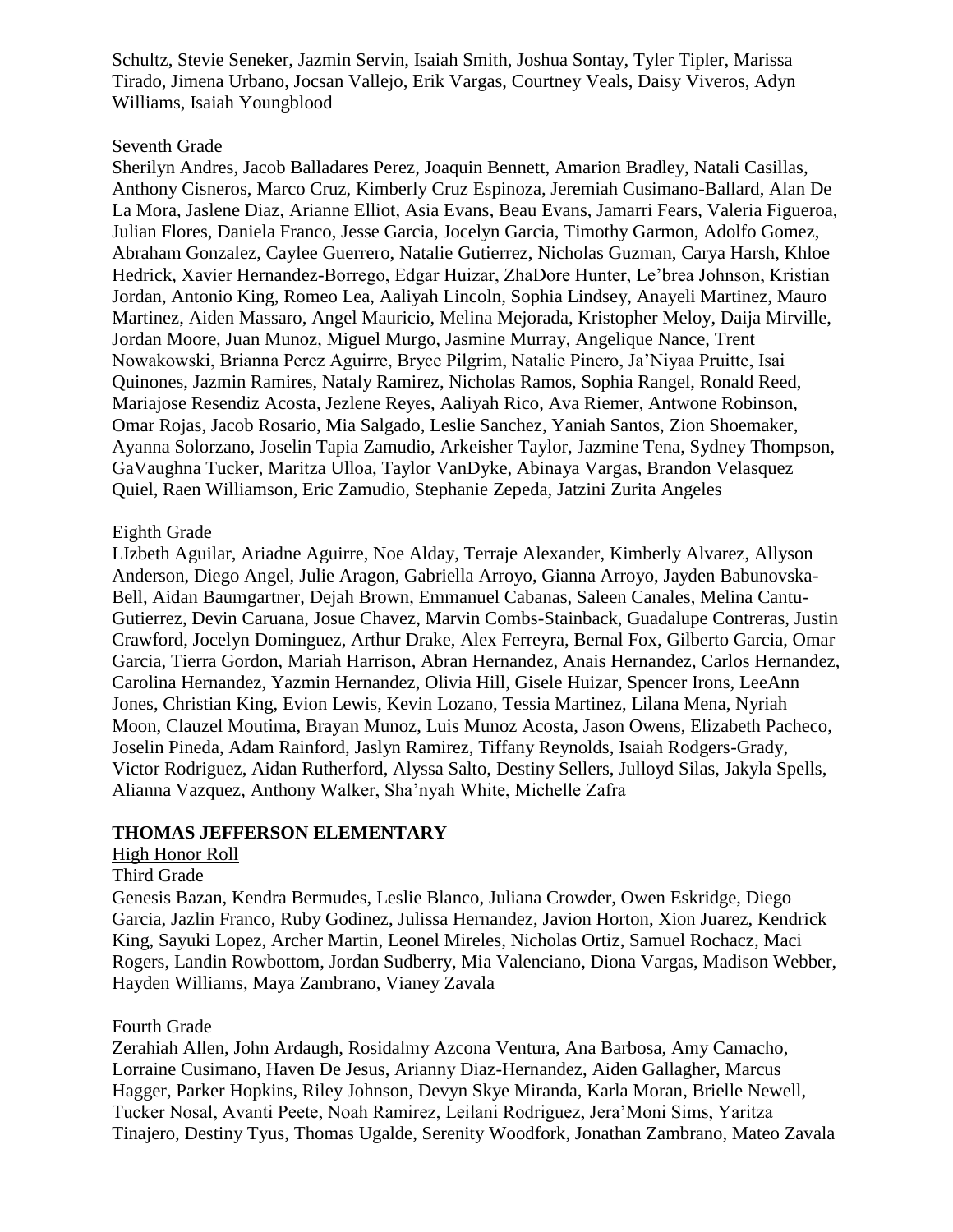Schultz, Stevie Seneker, Jazmin Servin, Isaiah Smith, Joshua Sontay, Tyler Tipler, Marissa Tirado, Jimena Urbano, Jocsan Vallejo, Erik Vargas, Courtney Veals, Daisy Viveros, Adyn Williams, Isaiah Youngblood

Seventh Grade

Sherilyn Andres, Jacob Balladares Perez, Joaquin Bennett, Amarion Bradley, Natali Casillas, Anthony Cisneros, Marco Cruz, Kimberly Cruz Espinoza, Jeremiah Cusimano-Ballard, Alan De La Mora, Jaslene Diaz, Arianne Elliot, Asia Evans, Beau Evans, Jamarri Fears, Valeria Figueroa, Julian Flores, Daniela Franco, Jesse Garcia, Jocelyn Garcia, Timothy Garmon, Adolfo Gomez, Abraham Gonzalez, Caylee Guerrero, Natalie Gutierrez, Nicholas Guzman, Carya Harsh, Khloe Hedrick, Xavier Hernandez-Borrego, Edgar Huizar, ZhaDore Hunter, Le'brea Johnson, Kristian Jordan, Antonio King, Romeo Lea, Aaliyah Lincoln, Sophia Lindsey, Anayeli Martinez, Mauro Martinez, Aiden Massaro, Angel Mauricio, Melina Mejorada, Kristopher Meloy, Daija Mirville, Jordan Moore, Juan Munoz, Miguel Murgo, Jasmine Murray, Angelique Nance, Trent Nowakowski, Brianna Perez Aguirre, Bryce Pilgrim, Natalie Pinero, Ja'Niyaa Pruitte, Isai Quinones, Jazmin Ramires, Nataly Ramirez, Nicholas Ramos, Sophia Rangel, Ronald Reed, Mariajose Resendiz Acosta, Jezlene Reyes, Aaliyah Rico, Ava Riemer, Antwone Robinson, Omar Rojas, Jacob Rosario, Mia Salgado, Leslie Sanchez, Yaniah Santos, Zion Shoemaker, Ayanna Solorzano, Joselin Tapia Zamudio, Arkeisher Taylor, Jazmine Tena, Sydney Thompson, GaVaughna Tucker, Maritza Ulloa, Taylor VanDyke, Abinaya Vargas, Brandon Velasquez Quiel, Raen Williamson, Eric Zamudio, Stephanie Zepeda, Jatzini Zurita Angeles

Eighth Grade

LIzbeth Aguilar, Ariadne Aguirre, Noe Alday, Terraje Alexander, Kimberly Alvarez, Allyson Anderson, Diego Angel, Julie Aragon, Gabriella Arroyo, Gianna Arroyo, Jayden Babunovska-Bell, Aidan Baumgartner, Dejah Brown, Emmanuel Cabanas, Saleen Canales, Melina Cantu-Gutierrez, Devin Caruana, Josue Chavez, Marvin Combs-Stainback, Guadalupe Contreras, Justin Crawford, Jocelyn Dominguez, Arthur Drake, Alex Ferreyra, Bernal Fox, Gilberto Garcia, Omar Garcia, Tierra Gordon, Mariah Harrison, Abran Hernandez, Anais Hernandez, Carlos Hernandez, Carolina Hernandez, Yazmin Hernandez, Olivia Hill, Gisele Huizar, Spencer Irons, LeeAnn Jones, Christian King, Evion Lewis, Kevin Lozano, Tessia Martinez, Lilana Mena, Nyriah Moon, Clauzel Moutima, Brayan Munoz, Luis Munoz Acosta, Jason Owens, Elizabeth Pacheco, Joselin Pineda, Adam Rainford, Jaslyn Ramirez, Tiffany Reynolds, Isaiah Rodgers-Grady, Victor Rodriguez, Aidan Rutherford, Alyssa Salto, Destiny Sellers, Julloyd Silas, Jakyla Spells, Alianna Vazquez, Anthony Walker, Sha'nyah White, Michelle Zafra

**THOMAS JEFFERSON ELEMENTARY**

High Honor Roll

Third Grade

Genesis Bazan, Kendra Bermudes, Leslie Blanco, Juliana Crowder, Owen Eskridge, Diego Garcia, Jazlin Franco, Ruby Godinez, Julissa Hernandez, Javion Horton, Xion Juarez, Kendrick King, Sayuki Lopez, Archer Martin, Leonel Mireles, Nicholas Ortiz, Samuel Rochacz, Maci Rogers, Landin Rowbottom, Jordan Sudberry, Mia Valenciano, Diona Vargas, Madison Webber, Hayden Williams, Maya Zambrano, Vianey Zavala

Fourth Grade

Zerahiah Allen, John Ardaugh, Rosidalmy Azcona Ventura, Ana Barbosa, Amy Camacho, Lorraine Cusimano, Haven De Jesus, Arianny Diaz-Hernandez, Aiden Gallagher, Marcus Hagger, Parker Hopkins, Riley Johnson, Devyn Skye Miranda, Karla Moran, Brielle Newell, Tucker Nosal, Avanti Peete, Noah Ramirez, Leilani Rodriguez, Jera'Moni Sims, Yaritza Tinajero, Destiny Tyus, Thomas Ugalde, Serenity Woodfork, Jonathan Zambrano, Mateo Zavala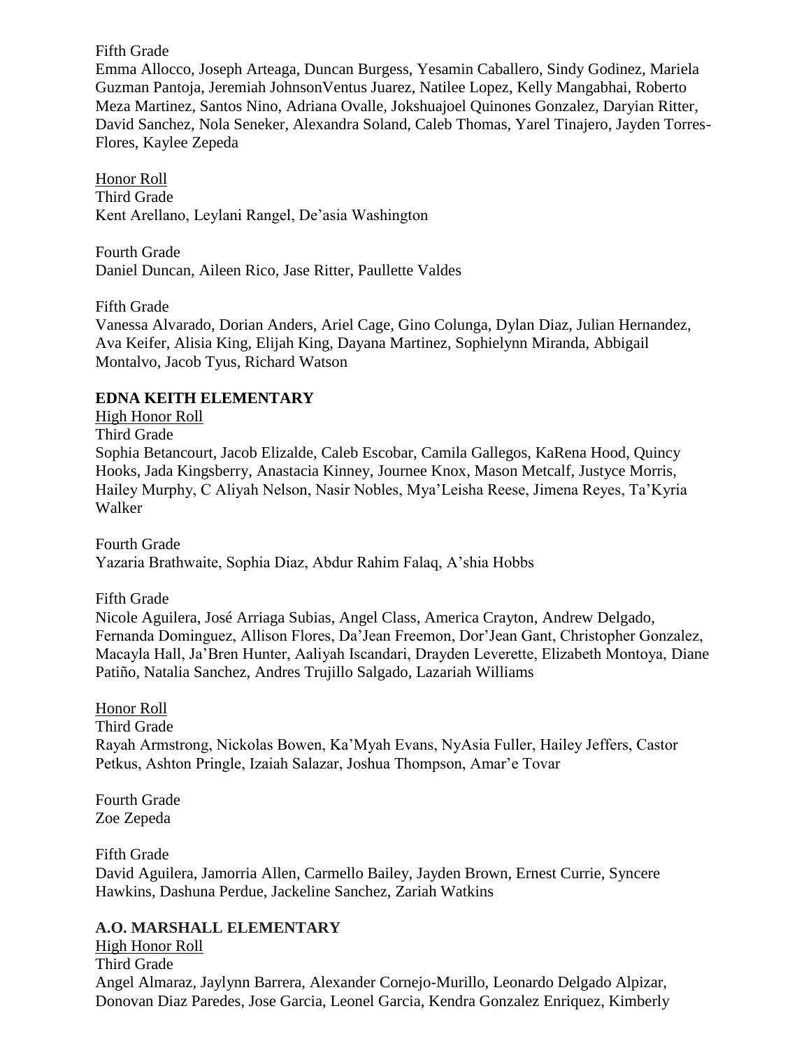Fifth Grade
Emma Allocco, Joseph Arteaga, Duncan Burgess, Yesamin Caballero, Sindy Godinez, Mariela Guzman Pantoja, Jeremiah JohnsonVentus Juarez, Natilee Lopez, Kelly Mangabhai, Roberto Meza Martinez, Santos Nino, Adriana Ovalle, Jokshuajoel Quinones Gonzalez, Daryian Ritter, David Sanchez, Nola Seneker, Alexandra Soland, Caleb Thomas, Yarel Tinajero, Jayden Torres-Flores, Kaylee Zepeda

Honor Roll
Third Grade
Kent Arellano, Leylani Rangel, De'asia Washington

Fourth Grade
Daniel Duncan, Aileen Rico, Jase Ritter, Paullette Valdes

Fifth Grade
Vanessa Alvarado, Dorian Anders, Ariel Cage, Gino Colunga, Dylan Diaz, Julian Hernandez, Ava Keifer, Alisia King, Elijah King, Dayana Martinez, Sophielynn Miranda, Abbigail Montalvo, Jacob Tyus, Richard Watson

**EDNA KEITH ELEMENTARY**

High Honor Roll
Third Grade
Sophia Betancourt, Jacob Elizalde, Caleb Escobar, Camila Gallegos, KaRena Hood, Quincy Hooks, Jada Kingsberry, Anastacia Kinney, Journee Knox, Mason Metcalf, Justyce Morris, Hailey Murphy, C Aliyah Nelson, Nasir Nobles, Mya'Leisha Reese, Jimena Reyes, Ta'Kyria Walker

Fourth Grade
Yazaria Brathwaite, Sophia Diaz, Abdur Rahim Falaq, A'shia Hobbs

Fifth Grade
Nicole Aguilera, José Arriaga Subias, Angel Class, America Crayton, Andrew Delgado, Fernanda Dominguez, Allison Flores, Da'Jean Freemon, Dor'Jean Gant, Christopher Gonzalez, Macayla Hall, Ja'Bren Hunter, Aaliyah Iscandari, Drayden Leverette, Elizabeth Montoya, Diane Patiño, Natalia Sanchez, Andres Trujillo Salgado, Lazariah Williams

Honor Roll
Third Grade
Rayah Armstrong, Nickolas Bowen, Ka'Myah Evans, NyAsia Fuller, Hailey Jeffers, Castor Petkus, Ashton Pringle, Izaiah Salazar, Joshua Thompson, Amar'e Tovar

Fourth Grade
Zoe Zepeda

Fifth Grade
David Aguilera, Jamorria Allen, Carmello Bailey, Jayden Brown, Ernest Currie, Syncere Hawkins, Dashuna Perdue, Jackeline Sanchez, Zariah Watkins

**A.O. MARSHALL ELEMENTARY**

High Honor Roll
Third Grade
Angel Almaraz, Jaylynn Barrera, Alexander Cornejo-Murillo, Leonardo Delgado Alpizar, Donovan Diaz Paredes, Jose Garcia, Leonel Garcia, Kendra Gonzalez Enriquez, Kimberly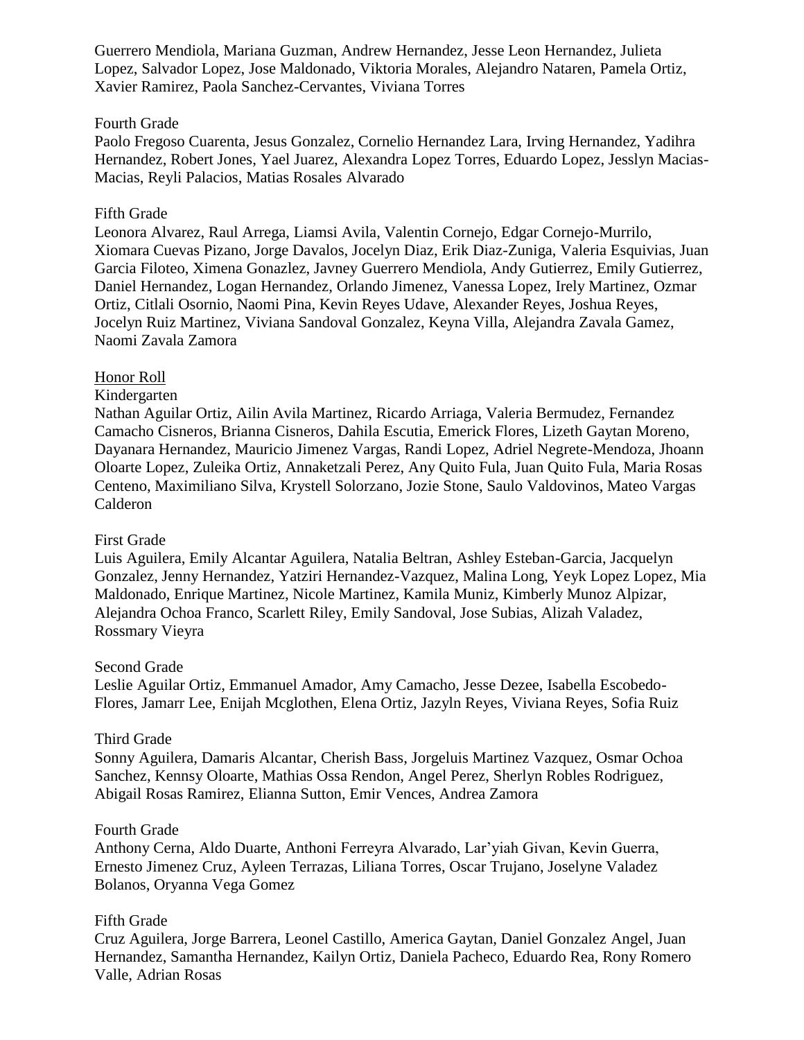Guerrero Mendiola, Mariana Guzman, Andrew Hernandez, Jesse Leon Hernandez, Julieta Lopez, Salvador Lopez, Jose Maldonado, Viktoria Morales, Alejandro Nataren, Pamela Ortiz, Xavier Ramirez, Paola Sanchez-Cervantes, Viviana Torres

Fourth Grade

Paolo Fregoso Cuarenta, Jesus Gonzalez, Cornelio Hernandez Lara, Irving Hernandez, Yadihra Hernandez, Robert Jones, Yael Juarez, Alexandra Lopez Torres, Eduardo Lopez, Jesslyn Macias-Macias, Reyli Palacios, Matias Rosales Alvarado

Fifth Grade

Leonora Alvarez, Raul Arrega, Liamsi Avila, Valentin Cornejo, Edgar Cornejo-Murrilo, Xiomara Cuevas Pizano, Jorge Davalos, Jocelyn Diaz, Erik Diaz-Zuniga, Valeria Esquivias, Juan Garcia Filoteo, Ximena Gonazlez, Javney Guerrero Mendiola, Andy Gutierrez, Emily Gutierrez, Daniel Hernandez, Logan Hernandez, Orlando Jimenez, Vanessa Lopez, Irely Martinez, Ozmar Ortiz, Citlali Osornio, Naomi Pina, Kevin Reyes Udave, Alexander Reyes, Joshua Reyes, Jocelyn Ruiz Martinez, Viviana Sandoval Gonzalez, Keyna Villa, Alejandra Zavala Gamez, Naomi Zavala Zamora

<u>Honor Roll</u>

Kindergarten

Nathan Aguilar Ortiz, Ailin Avila Martinez, Ricardo Arriaga, Valeria Bermudez, Fernandez Camacho Cisneros, Brianna Cisneros, Dahila Escutia, Emerick Flores, Lizeth Gaytan Moreno, Dayanara Hernandez, Mauricio Jimenez Vargas, Randi Lopez, Adriel Negrete-Mendoza, Jhoann Oloarte Lopez, Zuleika Ortiz, Annaketzali Perez, Any Quito Fula, Juan Quito Fula, Maria Rosas Centeno, Maximiliano Silva, Krystell Solorzano, Jozie Stone, Saulo Valdovinos, Mateo Vargas Calderon

First Grade

Luis Aguilera, Emily Alcantar Aguilera, Natalia Beltran, Ashley Esteban-Garcia, Jacquelyn Gonzalez, Jenny Hernandez, Yatziri Hernandez-Vazquez, Malina Long, Yeyk Lopez Lopez, Mia Maldonado, Enrique Martinez, Nicole Martinez, Kamila Muniz, Kimberly Munoz Alpizar, Alejandra Ochoa Franco, Scarlett Riley, Emily Sandoval, Jose Subias, Alizah Valadez, Rossmary Vieyra

Second Grade

Leslie Aguilar Ortiz, Emmanuel Amador, Amy Camacho, Jesse Dezee, Isabella Escobedo-Flores, Jamarr Lee, Enijah Mcglothen, Elena Ortiz, Jazyln Reyes, Viviana Reyes, Sofia Ruiz

Third Grade

Sonny Aguilera, Damaris Alcantar, Cherish Bass, Jorgeluis Martinez Vazquez, Osmar Ochoa Sanchez, Kennsy Oloarte, Mathias Ossa Rendon, Angel Perez, Sherlyn Robles Rodriguez, Abigail Rosas Ramirez, Elianna Sutton, Emir Vences, Andrea Zamora

Fourth Grade

Anthony Cerna, Aldo Duarte, Anthoni Ferreyra Alvarado, Lar'yiah Givan, Kevin Guerra, Ernesto Jimenez Cruz, Ayleen Terrazas, Liliana Torres, Oscar Trujano, Joselyne Valadez Bolanos, Oryanna Vega Gomez

Fifth Grade

Cruz Aguilera, Jorge Barrera, Leonel Castillo, America Gaytan, Daniel Gonzalez Angel, Juan Hernandez, Samantha Hernandez, Kailyn Ortiz, Daniela Pacheco, Eduardo Rea, Rony Romero Valle, Adrian Rosas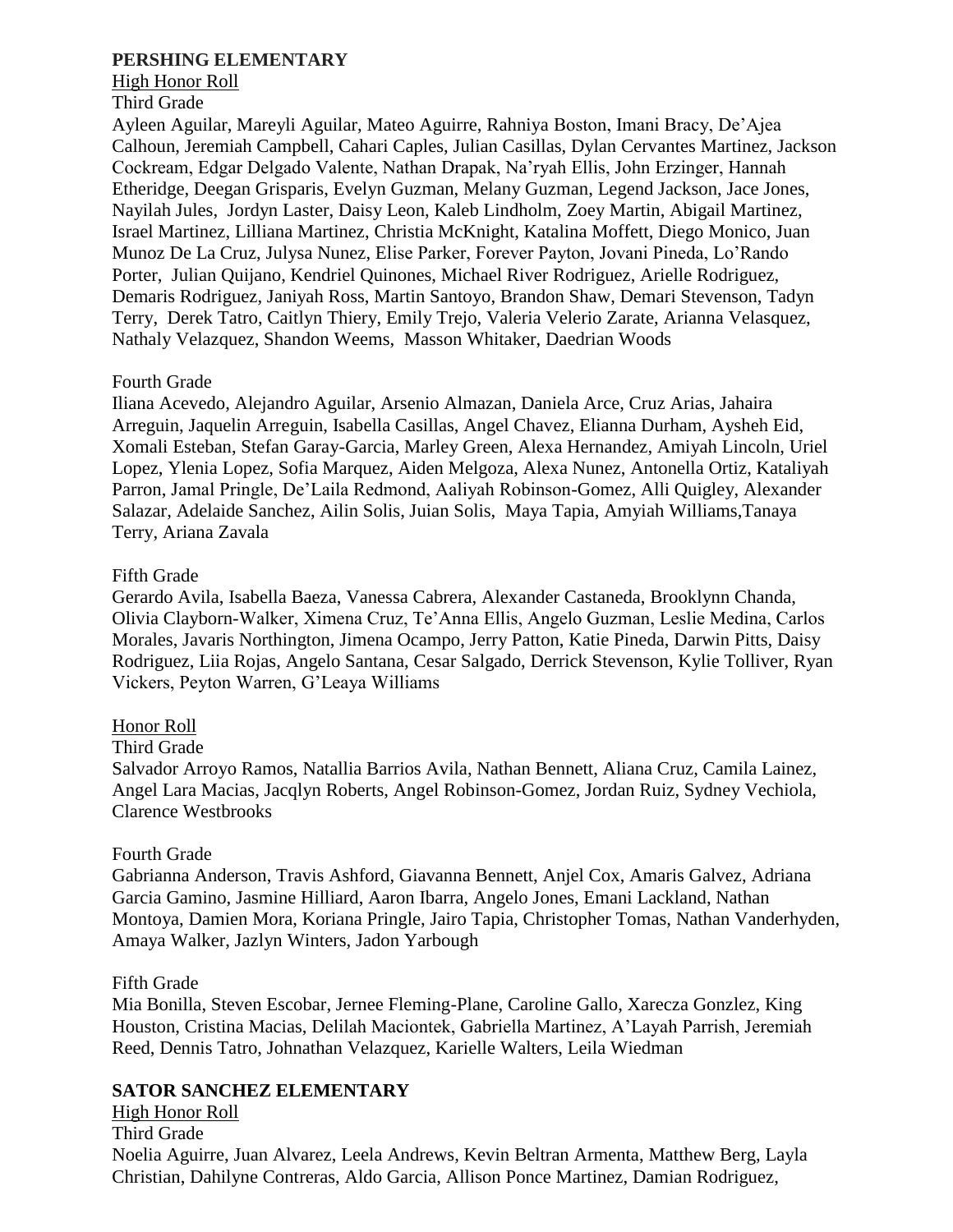**PERSHING ELEMENTARY**

High Honor Roll

Third Grade

Ayleen Aguilar, Mareyli Aguilar, Mateo Aguirre, Rahniya Boston, Imani Bracy, De'Ajea Calhoun, Jeremiah Campbell, Cahari Caples, Julian Casillas, Dylan Cervantes Martinez, Jackson Cockream, Edgar Delgado Valente, Nathan Drapak, Na'ryah Ellis, John Erzinger, Hannah Etheridge, Deegan Grisparis, Evelyn Guzman, Melany Guzman, Legend Jackson, Jace Jones, Nayilah Jules, Jordyn Laster, Daisy Leon, Kaleb Lindholm, Zoey Martin, Abigail Martinez, Israel Martinez, Lilliana Martinez, Christia McKnight, Katalina Moffett, Diego Monico, Juan Munoz De La Cruz, Julysa Nunez, Elise Parker, Forever Payton, Jovani Pineda, Lo'Rando Porter, Julian Quijano, Kendriel Quinones, Michael River Rodriguez, Arielle Rodriguez, Demaris Rodriguez, Janiyah Ross, Martin Santoyo, Brandon Shaw, Demari Stevenson, Tadyn Terry, Derek Tatro, Caitlyn Thiery, Emily Trejo, Valeria Velerio Zarate, Arianna Velasquez, Nathaly Velazquez, Shandon Weems, Masson Whitaker, Daedrian Woods

Fourth Grade

Iliana Acevedo, Alejandro Aguilar, Arsenio Almazan, Daniela Arce, Cruz Arias, Jahaira Arreguin, Jaquelin Arreguin, Isabella Casillas, Angel Chavez, Elianna Durham, Aysheh Eid, Xomali Esteban, Stefan Garay-Garcia, Marley Green, Alexa Hernandez, Amiyah Lincoln, Uriel Lopez, Ylenia Lopez, Sofia Marquez, Aiden Melgoza, Alexa Nunez, Antonella Ortiz, Kataliyah Parron, Jamal Pringle, De'Laila Redmond, Aaliyah Robinson-Gomez, Alli Quigley, Alexander Salazar, Adelaide Sanchez, Ailin Solis, Juian Solis, Maya Tapia, Amyiah Williams,Tanaya Terry, Ariana Zavala

Fifth Grade

Gerardo Avila, Isabella Baeza, Vanessa Cabrera, Alexander Castaneda, Brooklynn Chanda, Olivia Clayborn-Walker, Ximena Cruz, Te'Anna Ellis, Angelo Guzman, Leslie Medina, Carlos Morales, Javaris Northington, Jimena Ocampo, Jerry Patton, Katie Pineda, Darwin Pitts, Daisy Rodriguez, Liia Rojas, Angelo Santana, Cesar Salgado, Derrick Stevenson, Kylie Tolliver, Ryan Vickers, Peyton Warren, G'Leaya Williams

Honor Roll

Third Grade

Salvador Arroyo Ramos, Natallia Barrios Avila, Nathan Bennett, Aliana Cruz, Camila Lainez, Angel Lara Macias, Jacqlyn Roberts, Angel Robinson-Gomez, Jordan Ruiz, Sydney Vechiola, Clarence Westbrooks

Fourth Grade

Gabrianna Anderson, Travis Ashford, Giavanna Bennett, Anjel Cox, Amaris Galvez, Adriana Garcia Gamino, Jasmine Hilliard, Aaron Ibarra, Angelo Jones, Emani Lackland, Nathan Montoya, Damien Mora, Koriana Pringle, Jairo Tapia, Christopher Tomas, Nathan Vanderhyden, Amaya Walker, Jazlyn Winters, Jadon Yarbough

Fifth Grade

Mia Bonilla, Steven Escobar, Jernee Fleming-Plane, Caroline Gallo, Xarecza Gonzlez, King Houston, Cristina Macias, Delilah Maciontek, Gabriella Martinez, A'Layah Parrish, Jeremiah Reed, Dennis Tatro, Johnathan Velazquez, Karielle Walters, Leila Wiedman

**SATOR SANCHEZ ELEMENTARY**

High Honor Roll

Third Grade

Noelia Aguirre, Juan Alvarez, Leela Andrews, Kevin Beltran Armenta, Matthew Berg, Layla Christian, Dahilyne Contreras, Aldo Garcia, Allison Ponce Martinez, Damian Rodriguez,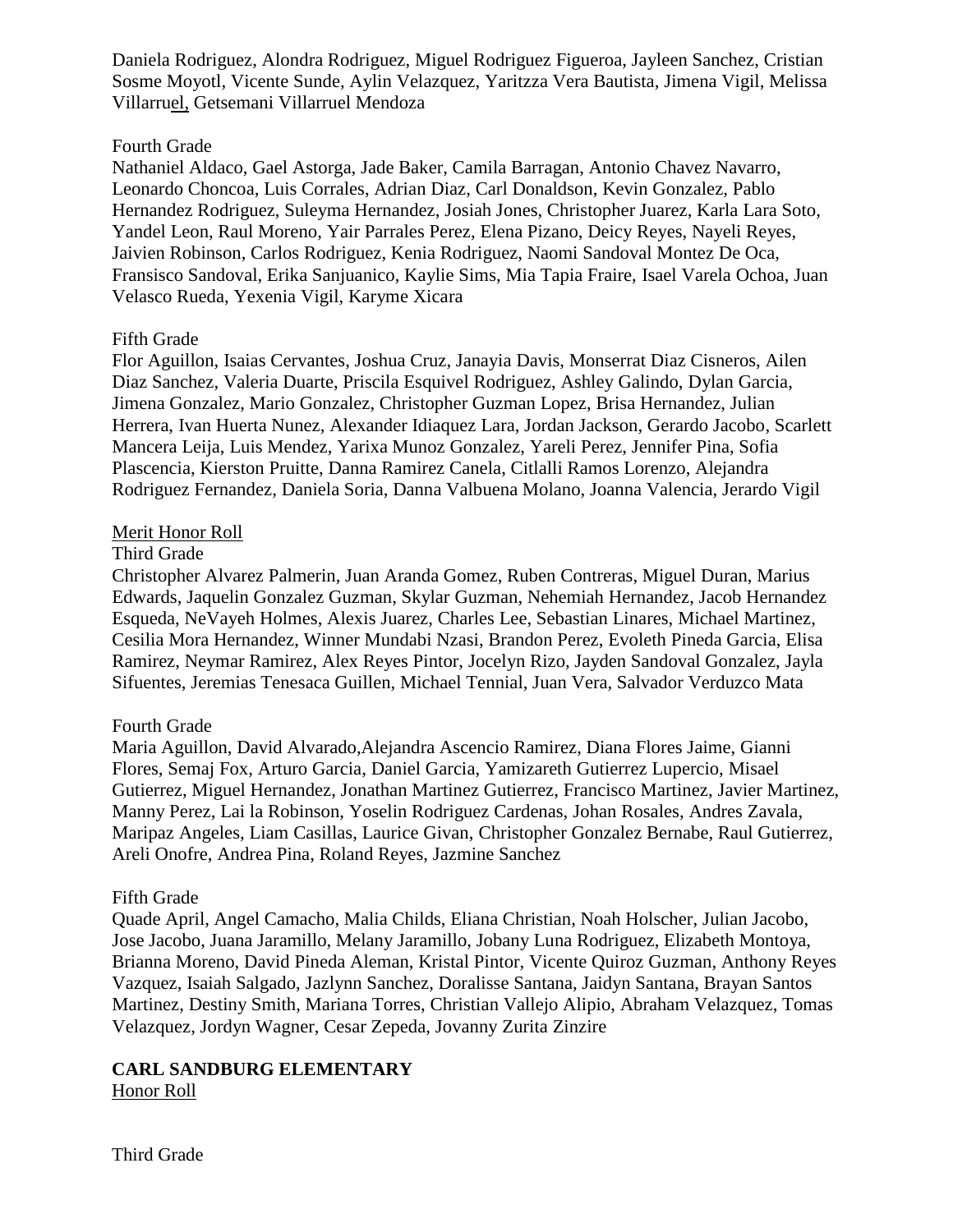Daniela Rodriguez, Alondra Rodriguez, Miguel Rodriguez Figueroa, Jayleen Sanchez, Cristian Sosme Moyotl, Vicente Sunde, Aylin Velazquez, Yaritzza Vera Bautista, Jimena Vigil, Melissa Villarruel, Getsemani Villarruel Mendoza

Fourth Grade
Nathaniel Aldaco, Gael Astorga, Jade Baker, Camila Barragan, Antonio Chavez Navarro, Leonardo Choncoa, Luis Corrales, Adrian Diaz, Carl Donaldson, Kevin Gonzalez, Pablo Hernandez Rodriguez, Suleyma Hernandez, Josiah Jones, Christopher Juarez, Karla Lara Soto, Yandel Leon, Raul Moreno, Yair Parrales Perez, Elena Pizano, Deicy Reyes, Nayeli Reyes, Jaivien Robinson, Carlos Rodriguez, Kenia Rodriguez, Naomi Sandoval Montez De Oca, Fransisco Sandoval, Erika Sanjuanico, Kaylie Sims, Mia Tapia Fraire, Isael Varela Ochoa, Juan Velasco Rueda, Yexenia Vigil, Karyme Xicara

Fifth Grade
Flor Aguillon, Isaias Cervantes, Joshua Cruz, Janayia Davis, Monserrat Diaz Cisneros, Ailen Diaz Sanchez, Valeria Duarte, Priscila Esquivel Rodriguez, Ashley Galindo, Dylan Garcia, Jimena Gonzalez, Mario Gonzalez, Christopher Guzman Lopez, Brisa Hernandez, Julian Herrera, Ivan Huerta Nunez, Alexander Idiaquez Lara, Jordan Jackson, Gerardo Jacobo, Scarlett Mancera Leija, Luis Mendez, Yarixa Munoz Gonzalez, Yareli Perez, Jennifer Pina, Sofia Plascencia, Kierston Pruitte, Danna Ramirez Canela, Citlalli Ramos Lorenzo, Alejandra Rodriguez Fernandez, Daniela Soria, Danna Valbuena Molano, Joanna Valencia, Jerardo Vigil

Merit Honor Roll

Third Grade
Christopher Alvarez Palmerin, Juan Aranda Gomez, Ruben Contreras, Miguel Duran, Marius Edwards, Jaquelin Gonzalez Guzman, Skylar Guzman, Nehemiah Hernandez, Jacob Hernandez Esqueda, NeVayeh Holmes, Alexis Juarez, Charles Lee, Sebastian Linares, Michael Martinez, Cesilia Mora Hernandez, Winner Mundabi Nzasi, Brandon Perez, Evoleth Pineda Garcia, Elisa Ramirez, Neymar Ramirez, Alex Reyes Pintor, Jocelyn Rizo, Jayden Sandoval Gonzalez, Jayla Sifuentes, Jeremias Tenesaca Guillen, Michael Tennial, Juan Vera, Salvador Verduzco Mata

Fourth Grade
Maria Aguillon, David Alvarado,Alejandra Ascencio Ramirez, Diana Flores Jaime, Gianni Flores, Semaj Fox, Arturo Garcia, Daniel Garcia, Yamizareth Gutierrez Lupercio, Misael Gutierrez, Miguel Hernandez, Jonathan Martinez Gutierrez, Francisco Martinez, Javier Martinez, Manny Perez, Lai la Robinson, Yoselin Rodriguez Cardenas, Johan Rosales, Andres Zavala, Maripaz Angeles, Liam Casillas, Laurice Givan, Christopher Gonzalez Bernabe, Raul Gutierrez, Areli Onofre, Andrea Pina, Roland Reyes, Jazmine Sanchez

Fifth Grade
Quade April, Angel Camacho, Malia Childs, Eliana Christian, Noah Holscher, Julian Jacobo, Jose Jacobo, Juana Jaramillo, Melany Jaramillo, Jobany Luna Rodriguez, Elizabeth Montoya, Brianna Moreno, David Pineda Aleman, Kristal Pintor, Vicente Quiroz Guzman, Anthony Reyes Vazquez, Isaiah Salgado, Jazlynn Sanchez, Doralisse Santana, Jaidyn Santana, Brayan Santos Martinez, Destiny Smith, Mariana Torres, Christian Vallejo Alipio, Abraham Velazquez, Tomas Velazquez, Jordyn Wagner, Cesar Zepeda, Jovanny Zurita Zinzire

**CARL SANDBURG ELEMENTARY**

Honor Roll

Third Grade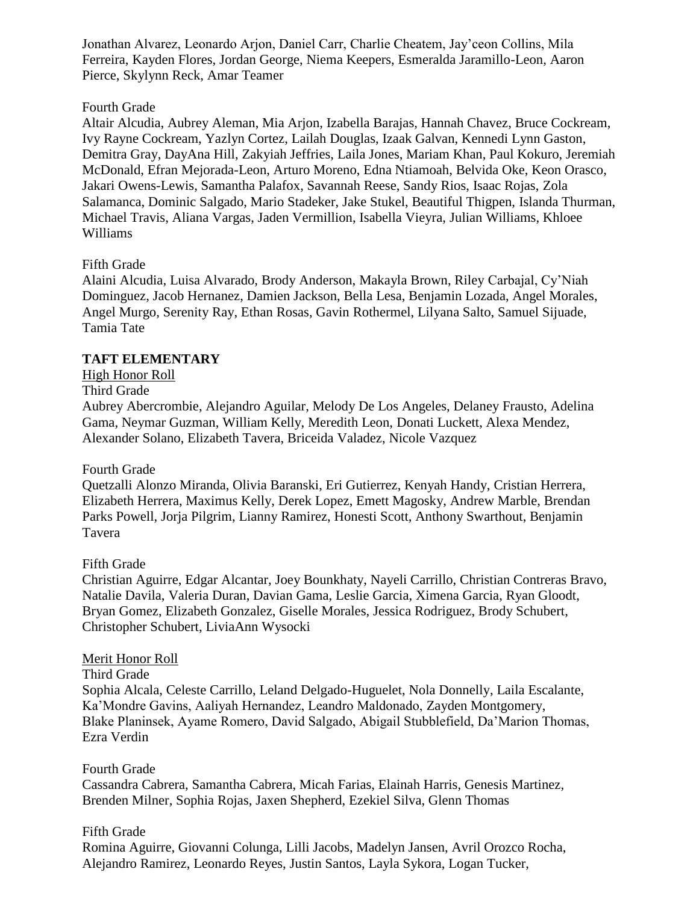Jonathan Alvarez, Leonardo Arjon, Daniel Carr, Charlie Cheatem, Jay'ceon Collins, Mila Ferreira, Kayden Flores, Jordan George, Niema Keepers, Esmeralda Jaramillo-Leon, Aaron Pierce, Skylynn Reck, Amar Teamer

Fourth Grade
Altair Alcudia, Aubrey Aleman, Mia Arjon, Izabella Barajas, Hannah Chavez, Bruce Cockream, Ivy Rayne Cockream, Yazlyn Cortez, Lailah Douglas, Izaak Galvan, Kennedi Lynn Gaston, Demitra Gray, DayAna Hill, Zakyiah Jeffries, Laila Jones, Mariam Khan, Paul Kokuro, Jeremiah McDonald, Efran Mejorada-Leon, Arturo Moreno, Edna Ntiamoah, Belvida Oke, Keon Orasco, Jakari Owens-Lewis, Samantha Palafox, Savannah Reese, Sandy Rios, Isaac Rojas, Zola Salamanca, Dominic Salgado, Mario Stadeker, Jake Stukel, Beautiful Thigpen, Islanda Thurman, Michael Travis, Aliana Vargas, Jaden Vermillion, Isabella Vieyra, Julian Williams, Khloee Williams

Fifth Grade
Alaini Alcudia, Luisa Alvarado, Brody Anderson, Makayla Brown, Riley Carbajal, Cy'Niah Dominguez, Jacob Hernanez, Damien Jackson, Bella Lesa, Benjamin Lozada, Angel Morales, Angel Murgo, Serenity Ray, Ethan Rosas, Gavin Rothermel, Lilyana Salto, Samuel Sijuade, Tamia Tate

**TAFT ELEMENTARY**

High Honor Roll

Third Grade
Aubrey Abercrombie, Alejandro Aguilar, Melody De Los Angeles, Delaney Frausto, Adelina Gama, Neymar Guzman, William Kelly, Meredith Leon, Donati Luckett, Alexa Mendez, Alexander Solano, Elizabeth Tavera, Briceida Valadez, Nicole Vazquez

Fourth Grade
Quetzalli Alonzo Miranda, Olivia Baranski, Eri Gutierrez, Kenyah Handy, Cristian Herrera, Elizabeth Herrera, Maximus Kelly, Derek Lopez, Emett Magosky, Andrew Marble, Brendan Parks Powell, Jorja Pilgrim, Lianny Ramirez, Honesti Scott, Anthony Swarthout, Benjamin Tavera

Fifth Grade
Christian Aguirre, Edgar Alcantar, Joey Bounkhaty, Nayeli Carrillo, Christian Contreras Bravo, Natalie Davila, Valeria Duran, Davian Gama, Leslie Garcia, Ximena Garcia, Ryan Gloodt, Bryan Gomez, Elizabeth Gonzalez, Giselle Morales, Jessica Rodriguez, Brody Schubert, Christopher Schubert, LiviaAnn Wysocki

Merit Honor Roll

Third Grade
Sophia Alcala, Celeste Carrillo, Leland Delgado-Huguelet, Nola Donnelly, Laila Escalante, Ka'Mondre Gavins, Aaliyah Hernandez, Leandro Maldonado, Zayden Montgomery, Blake Planinsek, Ayame Romero, David Salgado, Abigail Stubblefield, Da'Marion Thomas, Ezra Verdin

Fourth Grade
Cassandra Cabrera, Samantha Cabrera, Micah Farias, Elainah Harris, Genesis Martinez, Brenden Milner, Sophia Rojas, Jaxen Shepherd, Ezekiel Silva, Glenn Thomas

Fifth Grade
Romina Aguirre, Giovanni Colunga, Lilli Jacobs, Madelyn Jansen, Avril Orozco Rocha, Alejandro Ramirez, Leonardo Reyes, Justin Santos, Layla Sykora, Logan Tucker,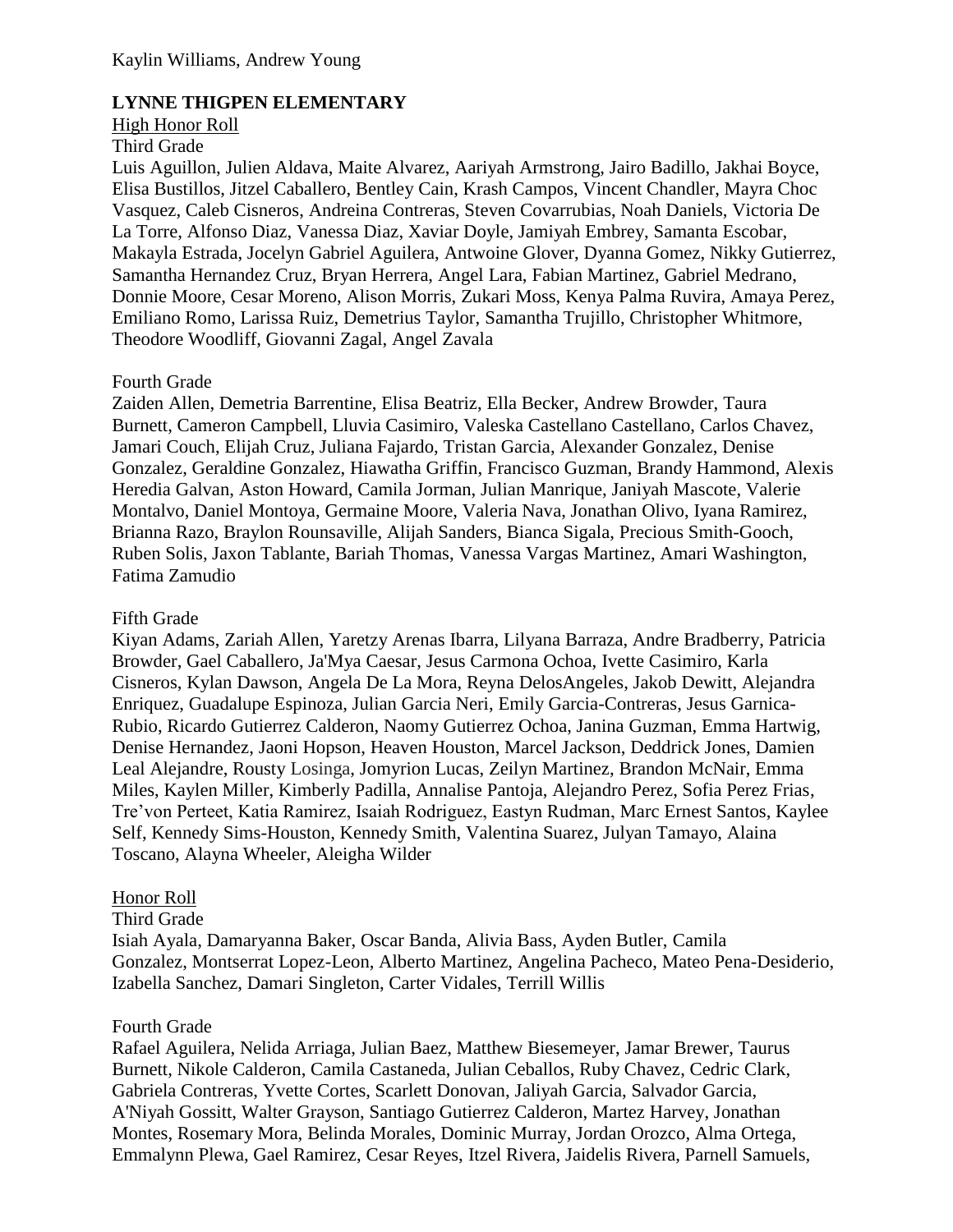Kaylin Williams, Andrew Young

**LYNNE THIGPEN ELEMENTARY**

High Honor Roll

Third Grade

Luis Aguillon, Julien Aldava, Maite Alvarez, Aariyah Armstrong, Jairo Badillo, Jakhai Boyce, Elisa Bustillos, Jitzel Caballero, Bentley Cain, Krash Campos, Vincent Chandler, Mayra Choc Vasquez, Caleb Cisneros, Andreina Contreras, Steven Covarrubias, Noah Daniels, Victoria De La Torre, Alfonso Diaz, Vanessa Diaz, Xaviar Doyle, Jamiyah Embrey, Samanta Escobar, Makayla Estrada, Jocelyn Gabriel Aguilera, Antwoine Glover, Dyanna Gomez, Nikky Gutierrez, Samantha Hernandez Cruz, Bryan Herrera, Angel Lara, Fabian Martinez, Gabriel Medrano, Donnie Moore, Cesar Moreno, Alison Morris, Zukari Moss, Kenya Palma Ruvira, Amaya Perez, Emiliano Romo, Larissa Ruiz, Demetrius Taylor, Samantha Trujillo, Christopher Whitmore, Theodore Woodliff, Giovanni Zagal, Angel Zavala

Fourth Grade

Zaiden Allen, Demetria Barrentine, Elisa Beatriz, Ella Becker, Andrew Browder, Taura Burnett, Cameron Campbell, Lluvia Casimiro, Valeska Castellano Castellano, Carlos Chavez, Jamari Couch, Elijah Cruz, Juliana Fajardo, Tristan Garcia, Alexander Gonzalez, Denise Gonzalez, Geraldine Gonzalez, Hiawatha Griffin, Francisco Guzman, Brandy Hammond, Alexis Heredia Galvan, Aston Howard, Camila Jorman, Julian Manrique, Janiyah Mascote, Valerie Montalvo, Daniel Montoya, Germaine Moore, Valeria Nava, Jonathan Olivo, Iyana Ramirez, Brianna Razo, Braylon Rounsaville, Alijah Sanders, Bianca Sigala, Precious Smith-Gooch, Ruben Solis, Jaxon Tablante, Bariah Thomas, Vanessa Vargas Martinez, Amari Washington, Fatima Zamudio

Fifth Grade

Kiyan Adams, Zariah Allen, Yaretzy Arenas Ibarra, Lilyana Barraza, Andre Bradberry, Patricia Browder, Gael Caballero, Ja'Mya Caesar, Jesus Carmona Ochoa, Ivette Casimiro, Karla Cisneros, Kylan Dawson, Angela De La Mora, Reyna DelosAngeles, Jakob Dewitt, Alejandra Enriquez, Guadalupe Espinoza, Julian Garcia Neri, Emily Garcia-Contreras, Jesus Garnica-Rubio, Ricardo Gutierrez Calderon, Naomy Gutierrez Ochoa, Janina Guzman, Emma Hartwig, Denise Hernandez, Jaoni Hopson, Heaven Houston, Marcel Jackson, Deddrick Jones, Damien Leal Alejandre, Rousty Losinga, Jomyrion Lucas, Zeilyn Martinez, Brandon McNair, Emma Miles, Kaylen Miller, Kimberly Padilla, Annalise Pantoja, Alejandro Perez, Sofia Perez Frias, Tre'von Perteet, Katia Ramirez, Isaiah Rodriguez, Eastyn Rudman, Marc Ernest Santos, Kaylee Self, Kennedy Sims-Houston, Kennedy Smith, Valentina Suarez, Julyan Tamayo, Alaina Toscano, Alayna Wheeler, Aleigha Wilder

Honor Roll

Third Grade

Isiah Ayala, Damaryanna Baker, Oscar Banda, Alivia Bass, Ayden Butler, Camila Gonzalez, Montserrat Lopez-Leon, Alberto Martinez, Angelina Pacheco, Mateo Pena-Desiderio, Izabella Sanchez, Damari Singleton, Carter Vidales, Terrill Willis

Fourth Grade

Rafael Aguilera, Nelida Arriaga, Julian Baez, Matthew Biesemeyer, Jamar Brewer, Taurus Burnett, Nikole Calderon, Camila Castaneda, Julian Ceballos, Ruby Chavez, Cedric Clark, Gabriela Contreras, Yvette Cortes, Scarlett Donovan, Jaliyah Garcia, Salvador Garcia, A'Niyah Gossitt, Walter Grayson, Santiago Gutierrez Calderon, Martez Harvey, Jonathan Montes, Rosemary Mora, Belinda Morales, Dominic Murray, Jordan Orozco, Alma Ortega, Emmalynn Plewa, Gael Ramirez, Cesar Reyes, Itzel Rivera, Jaidelis Rivera, Parnell Samuels,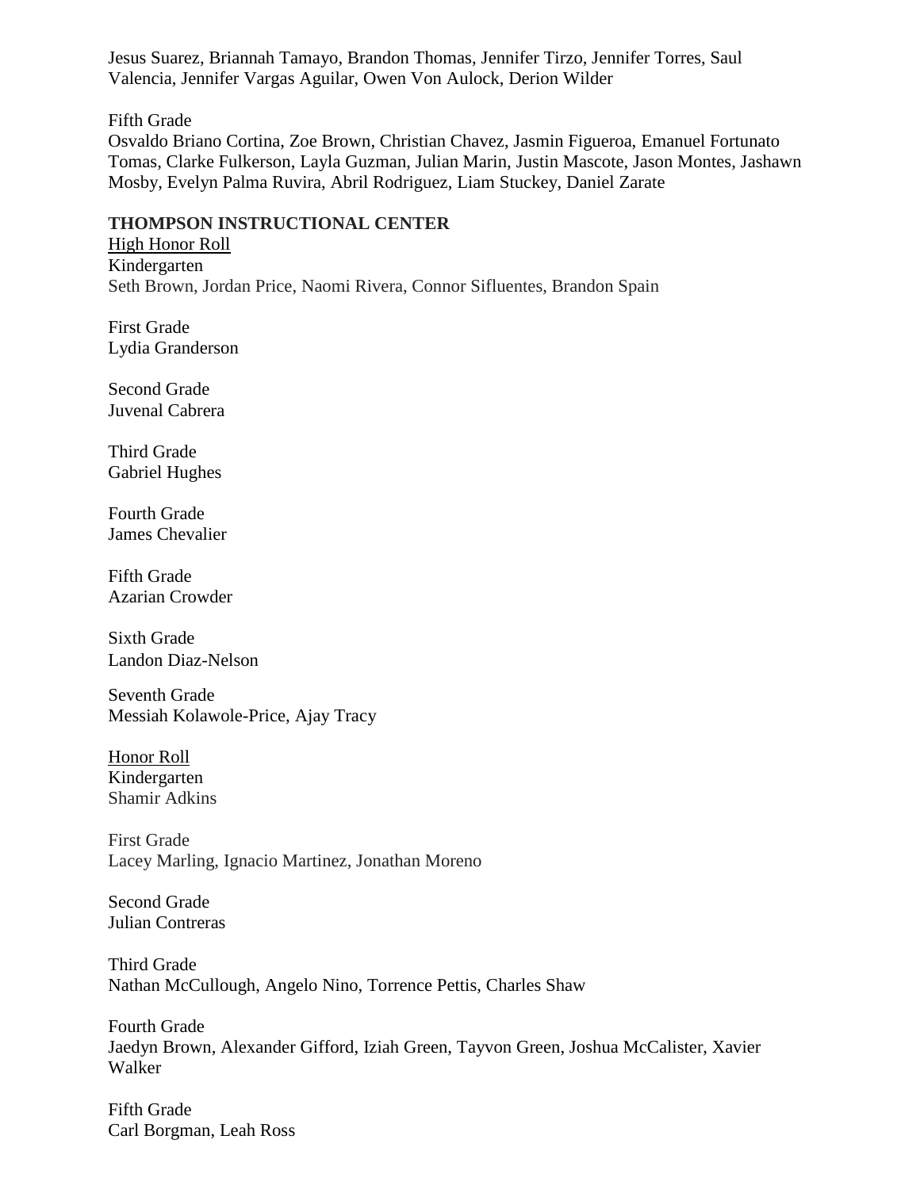Jesus Suarez, Briannah Tamayo, Brandon Thomas, Jennifer Tirzo, Jennifer Torres, Saul Valencia, Jennifer Vargas Aguilar, Owen Von Aulock, Derion Wilder

Fifth Grade
Osvaldo Briano Cortina, Zoe Brown, Christian Chavez, Jasmin Figueroa, Emanuel Fortunato Tomas, Clarke Fulkerson, Layla Guzman, Julian Marin, Justin Mascote, Jason Montes, Jashawn Mosby, Evelyn Palma Ruvira, Abril Rodriguez, Liam Stuckey, Daniel Zarate

**THOMPSON INSTRUCTIONAL CENTER**

High Honor Roll

Kindergarten
Seth Brown, Jordan Price, Naomi Rivera, Connor Sifluentes, Brandon Spain

First Grade
Lydia Granderson

Second Grade
Juvenal Cabrera

Third Grade
Gabriel Hughes

Fourth Grade
James Chevalier

Fifth Grade
Azarian Crowder

Sixth Grade
Landon Diaz-Nelson

Seventh Grade
Messiah Kolawole-Price, Ajay Tracy

Honor Roll

Kindergarten
Shamir Adkins

First Grade
Lacey Marling, Ignacio Martinez, Jonathan Moreno

Second Grade
Julian Contreras

Third Grade
Nathan McCullough, Angelo Nino, Torrence Pettis, Charles Shaw

Fourth Grade
Jaedyn Brown, Alexander Gifford, Iziah Green, Tayvon Green, Joshua McCalister, Xavier Walker

Fifth Grade
Carl Borgman, Leah Ross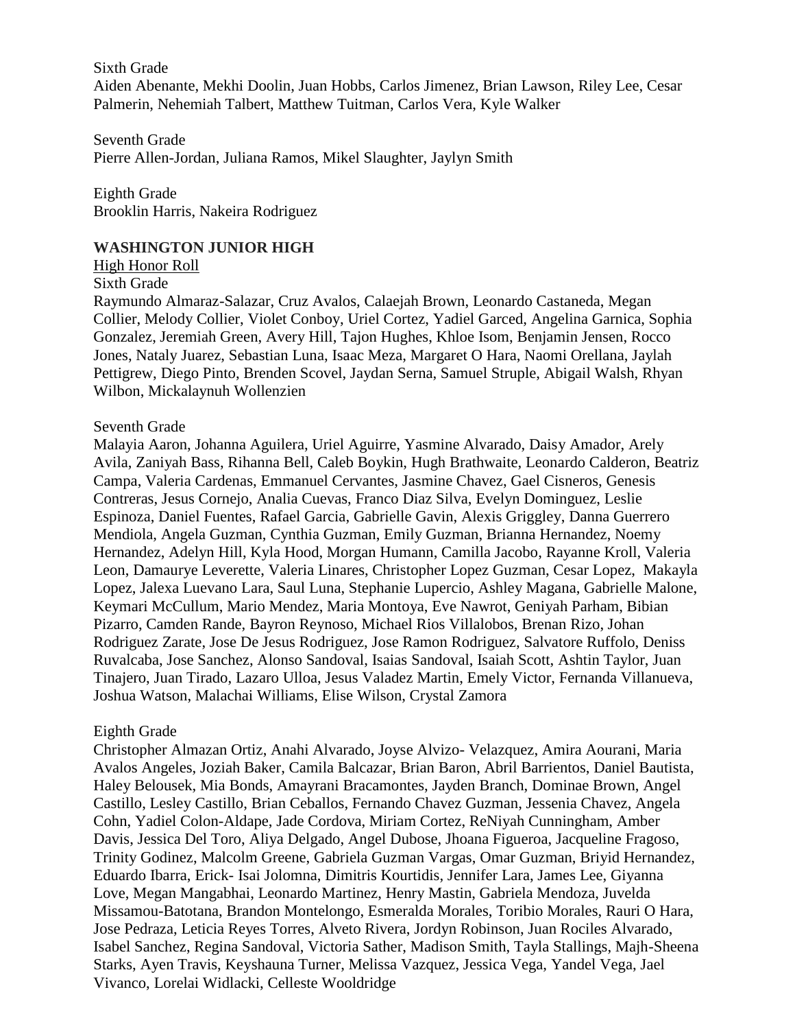Sixth Grade

Aiden Abenante, Mekhi Doolin, Juan Hobbs, Carlos Jimenez, Brian Lawson, Riley Lee, Cesar Palmerin, Nehemiah Talbert, Matthew Tuitman, Carlos Vera, Kyle Walker

Seventh Grade

Pierre Allen-Jordan, Juliana Ramos, Mikel Slaughter, Jaylyn Smith

Eighth Grade

Brooklin Harris, Nakeira Rodriguez

**WASHINGTON JUNIOR HIGH**

High Honor Roll

Sixth Grade

Raymundo Almaraz-Salazar, Cruz Avalos, Calaejah Brown, Leonardo Castaneda, Megan Collier, Melody Collier, Violet Conboy, Uriel Cortez, Yadiel Garced, Angelina Garnica, Sophia Gonzalez, Jeremiah Green, Avery Hill, Tajon Hughes, Khloe Isom, Benjamin Jensen, Rocco Jones, Nataly Juarez, Sebastian Luna, Isaac Meza, Margaret O Hara, Naomi Orellana, Jaylah Pettigrew, Diego Pinto, Brenden Scovel, Jaydan Serna, Samuel Struple, Abigail Walsh, Rhyan Wilbon, Mickalaynuh Wollenzien

Seventh Grade

Malayia Aaron, Johanna Aguilera, Uriel Aguirre, Yasmine Alvarado, Daisy Amador, Arely Avila, Zaniyah Bass, Rihanna Bell, Caleb Boykin, Hugh Brathwaite, Leonardo Calderon, Beatriz Campa, Valeria Cardenas, Emmanuel Cervantes, Jasmine Chavez, Gael Cisneros, Genesis Contreras, Jesus Cornejo, Analia Cuevas, Franco Diaz Silva, Evelyn Dominguez, Leslie Espinoza, Daniel Fuentes, Rafael Garcia, Gabrielle Gavin, Alexis Griggley, Danna Guerrero Mendiola, Angela Guzman, Cynthia Guzman, Emily Guzman, Brianna Hernandez, Noemy Hernandez, Adelyn Hill, Kyla Hood, Morgan Humann, Camilla Jacobo, Rayanne Kroll, Valeria Leon, Damaurye Leverette, Valeria Linares, Christopher Lopez Guzman, Cesar Lopez, Makayla Lopez, Jalexa Luevano Lara, Saul Luna, Stephanie Lupercio, Ashley Magana, Gabrielle Malone, Keymari McCullum, Mario Mendez, Maria Montoya, Eve Nawrot, Geniyah Parham, Bibian Pizarro, Camden Rande, Bayron Reynoso, Michael Rios Villalobos, Brenan Rizo, Johan Rodriguez Zarate, Jose De Jesus Rodriguez, Jose Ramon Rodriguez, Salvatore Ruffolo, Deniss Ruvalcaba, Jose Sanchez, Alonso Sandoval, Isaias Sandoval, Isaiah Scott, Ashtin Taylor, Juan Tinajero, Juan Tirado, Lazaro Ulloa, Jesus Valadez Martin, Emely Victor, Fernanda Villanueva, Joshua Watson, Malachai Williams, Elise Wilson, Crystal Zamora

Eighth Grade

Christopher Almazan Ortiz, Anahi Alvarado, Joyse Alvizo- Velazquez, Amira Aourani, Maria Avalos Angeles, Joziah Baker, Camila Balcazar, Brian Baron, Abril Barrientos, Daniel Bautista, Haley Belousek, Mia Bonds, Amayrani Bracamontes, Jayden Branch, Dominae Brown, Angel Castillo, Lesley Castillo, Brian Ceballos, Fernando Chavez Guzman, Jessenia Chavez, Angela Cohn, Yadiel Colon-Aldape, Jade Cordova, Miriam Cortez, ReNiyah Cunningham, Amber Davis, Jessica Del Toro, Aliya Delgado, Angel Dubose, Jhoana Figueroa, Jacqueline Fragoso, Trinity Godinez, Malcolm Greene, Gabriela Guzman Vargas, Omar Guzman, Briyid Hernandez, Eduardo Ibarra, Erick- Isai Jolomna, Dimitris Kourtidis, Jennifer Lara, James Lee, Giyanna Love, Megan Mangabhai, Leonardo Martinez, Henry Mastin, Gabriela Mendoza, Juvelda Missamou-Batotana, Brandon Montelongo, Esmeralda Morales, Toribio Morales, Rauri O Hara, Jose Pedraza, Leticia Reyes Torres, Alveto Rivera, Jordyn Robinson, Juan Rociles Alvarado, Isabel Sanchez, Regina Sandoval, Victoria Sather, Madison Smith, Tayla Stallings, Majh-Sheena Starks, Ayen Travis, Keyshauna Turner, Melissa Vazquez, Jessica Vega, Yandel Vega, Jael Vivanco, Lorelai Widlacki, Celleste Wooldridge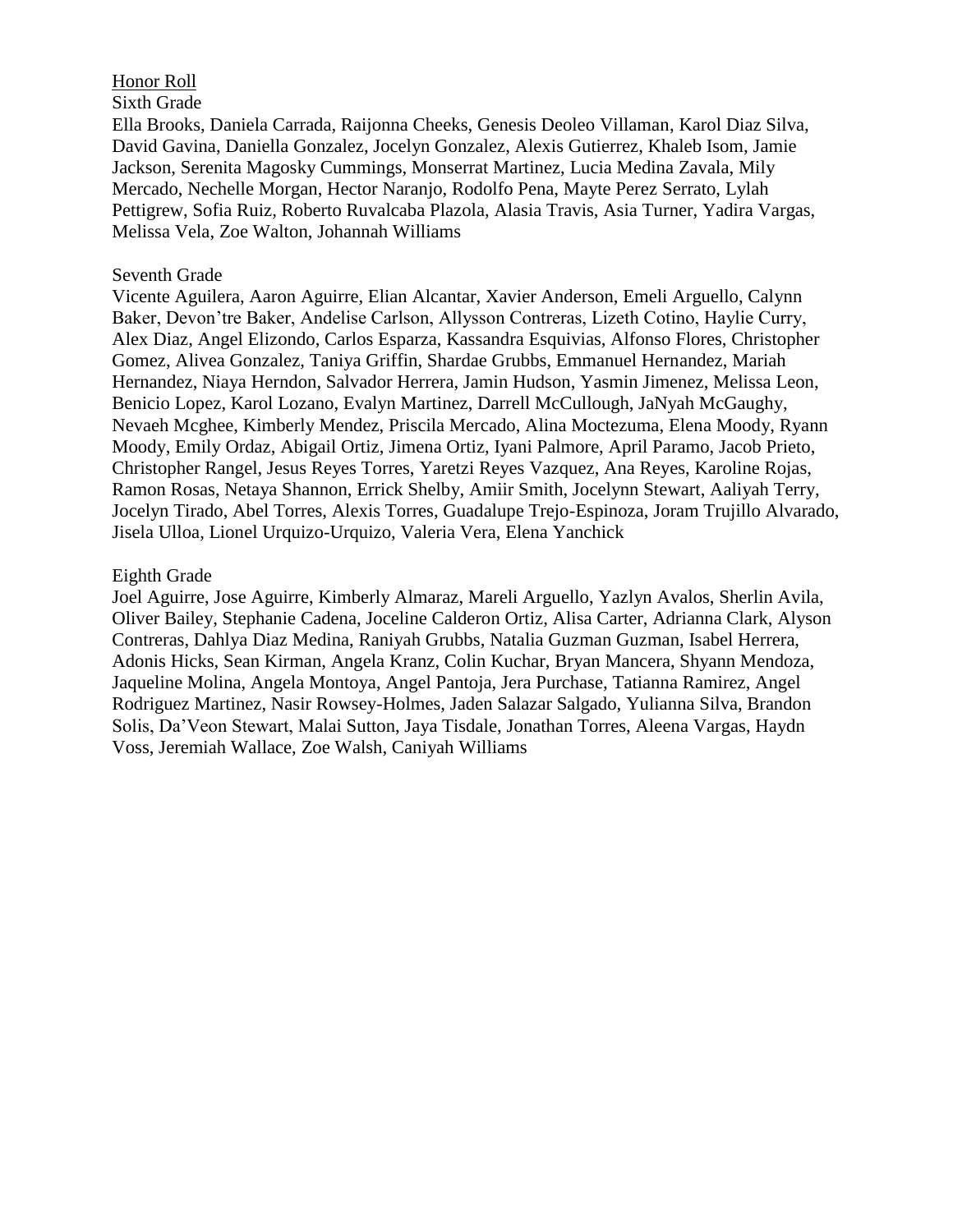Honor Roll

Sixth Grade

Ella Brooks, Daniela Carrada, Raijonna Cheeks, Genesis Deoleo Villaman, Karol Diaz Silva, David Gavina, Daniella Gonzalez, Jocelyn Gonzalez, Alexis Gutierrez, Khaleb Isom, Jamie Jackson, Serenita Magosky Cummings, Monserrat Martinez, Lucia Medina Zavala, Mily Mercado, Nechelle Morgan, Hector Naranjo, Rodolfo Pena, Mayte Perez Serrato, Lylah Pettigrew, Sofia Ruiz, Roberto Ruvalcaba Plazola, Alasia Travis, Asia Turner, Yadira Vargas, Melissa Vela, Zoe Walton, Johannah Williams

Seventh Grade

Vicente Aguilera, Aaron Aguirre, Elian Alcantar, Xavier Anderson, Emeli Arguello, Calynn Baker, Devon'tre Baker, Andelise Carlson, Allysson Contreras, Lizeth Cotino, Haylie Curry, Alex Diaz, Angel Elizondo, Carlos Esparza, Kassandra Esquivias, Alfonso Flores, Christopher Gomez, Alivea Gonzalez, Taniya Griffin, Shardae Grubbs, Emmanuel Hernandez, Mariah Hernandez, Niaya Herndon, Salvador Herrera, Jamin Hudson, Yasmin Jimenez, Melissa Leon, Benicio Lopez, Karol Lozano, Evalyn Martinez, Darrell McCullough, JaNyah McGaughy, Nevaeh Mcghee, Kimberly Mendez, Priscila Mercado, Alina Moctezuma, Elena Moody, Ryann Moody, Emily Ordaz, Abigail Ortiz, Jimena Ortiz, Iyani Palmore, April Paramo, Jacob Prieto, Christopher Rangel, Jesus Reyes Torres, Yaretzi Reyes Vazquez, Ana Reyes, Karoline Rojas, Ramon Rosas, Netaya Shannon, Errick Shelby, Amiir Smith, Jocelynn Stewart, Aaliyah Terry, Jocelyn Tirado, Abel Torres, Alexis Torres, Guadalupe Trejo-Espinoza, Joram Trujillo Alvarado, Jisela Ulloa, Lionel Urquizo-Urquizo, Valeria Vera, Elena Yanchick

Eighth Grade

Joel Aguirre, Jose Aguirre, Kimberly Almaraz, Mareli Arguello, Yazlyn Avalos, Sherlin Avila, Oliver Bailey, Stephanie Cadena, Joceline Calderon Ortiz, Alisa Carter, Adrianna Clark, Alyson Contreras, Dahlya Diaz Medina, Raniyah Grubbs, Natalia Guzman Guzman, Isabel Herrera, Adonis Hicks, Sean Kirman, Angela Kranz, Colin Kuchar, Bryan Mancera, Shyann Mendoza, Jaqueline Molina, Angela Montoya, Angel Pantoja, Jera Purchase, Tatianna Ramirez, Angel Rodriguez Martinez, Nasir Rowsey-Holmes, Jaden Salazar Salgado, Yulianna Silva, Brandon Solis, Da'Veon Stewart, Malai Sutton, Jaya Tisdale, Jonathan Torres, Aleena Vargas, Haydn Voss, Jeremiah Wallace, Zoe Walsh, Caniyah Williams